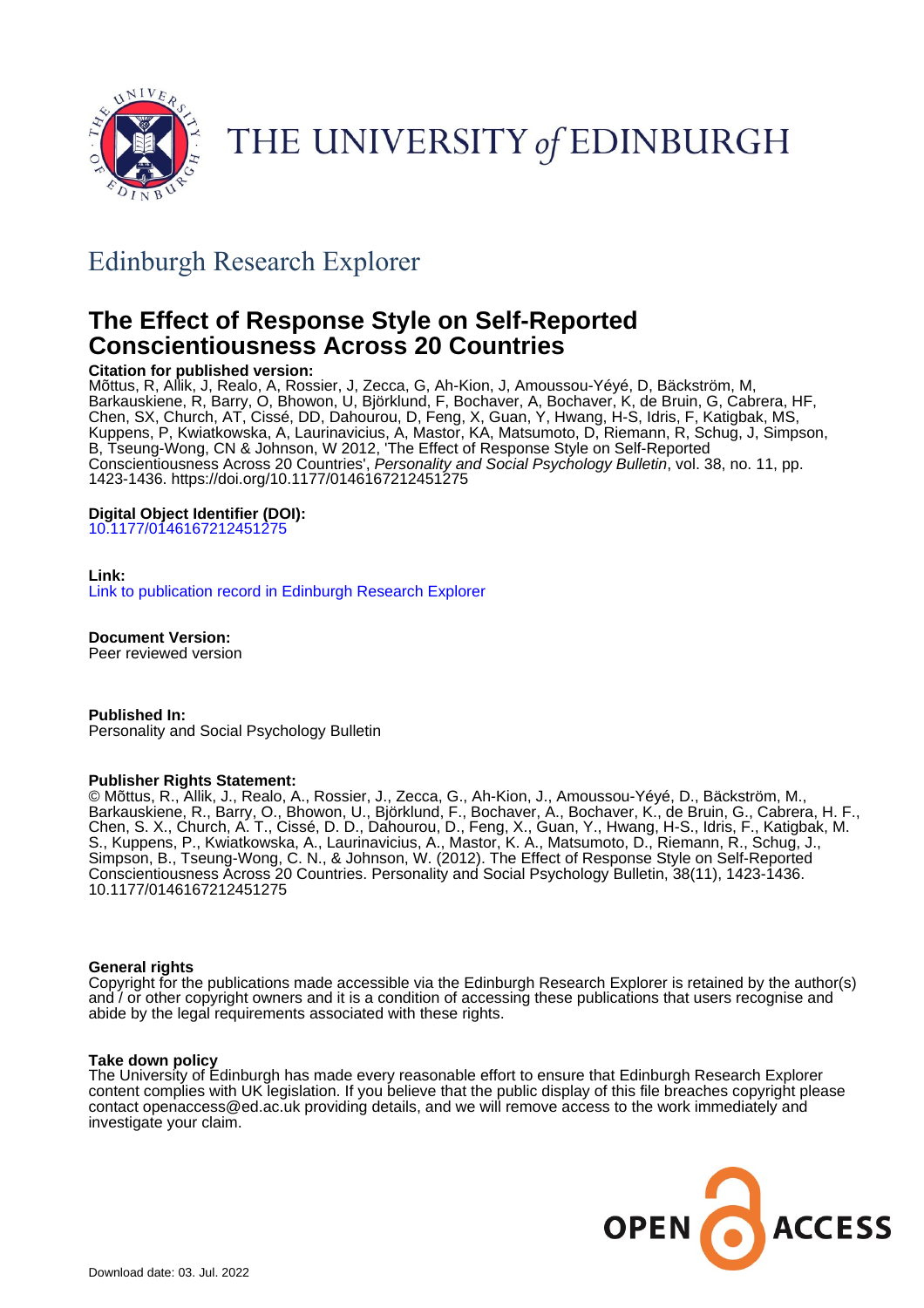THE UNIVERSITY of EDINBURGH

## Edinburgh Research Explorer

# The Effect of Response Style on Self-Reported Conscientiousness Across 20 Countries

**Citation for published version:**
Mõttus, R, Allik, J, Realo, A, Rossier, J, Zecca, G, Ah-Kion, J, Amoussou-Yéyé, D, Bäckström, M, Barkauskiene, R, Barry, O, Bhowon, U, Björklund, F, Bochaver, A, Bochaver, K, de Bruin, G, Cabrera, HF, Chen, SX, Church, AT, Cissé, DD, Dahourou, D, Feng, X, Guan, Y, Hwang, H-S, Idris, F, Katigbak, MS, Kuppens, P, Kwiatkowska, A, Laurinavicius, A, Mastor, KA, Matsumoto, D, Riemann, R, Schug, J, Simpson, B, Tseung-Wong, CN & Johnson, W 2012, 'The Effect of Response Style on Self-Reported Conscientiousness Across 20 Countries', *Personality and Social Psychology Bulletin*, vol. 38, no. 11, pp. 1423-1436. https://doi.org/10.1177/0146167212451275

**Digital Object Identifier (DOI):**
10.1177/0146167212451275

**Link:**
Link to publication record in Edinburgh Research Explorer

**Document Version:**
Peer reviewed version

**Published In:**
Personality and Social Psychology Bulletin

**Publisher Rights Statement:**
© Mõttus, R., Allik, J., Realo, A., Rossier, J., Zecca, G., Ah-Kion, J., Amoussou-Yéyé, D., Bäckström, M., Barkauskiene, R., Barry, O., Bhowon, U., Björklund, F., Bochaver, A., Bochaver, K., de Bruin, G., Cabrera, H. F., Chen, S. X., Church, A. T., Cissé, D. D., Dahourou, D., Feng, X., Guan, Y., Hwang, H-S., Idris, F., Katigbak, M. S., Kuppens, P., Kwiatkowska, A., Laurinavicius, A., Mastor, K. A., Matsumoto, D., Riemann, R., Schug, J., Simpson, B., Tseung-Wong, C. N., & Johnson, W. (2012). The Effect of Response Style on Self-Reported Conscientiousness Across 20 Countries. Personality and Social Psychology Bulletin, 38(11), 1423-1436. 10.1177/0146167212451275

**General rights**
Copyright for the publications made accessible via the Edinburgh Research Explorer is retained by the author(s) and / or other copyright owners and it is a condition of accessing these publications that users recognise and abide by the legal requirements associated with these rights.

**Take down policy**
The University of Edinburgh has made every reasonable effort to ensure that Edinburgh Research Explorer content complies with UK legislation. If you believe that the public display of this file breaches copyright please contact openaccess@ed.ac.uk providing details, and we will remove access to the work immediately and investigate your claim.

OPEN ACCESS

Download date: 03. Jul. 2022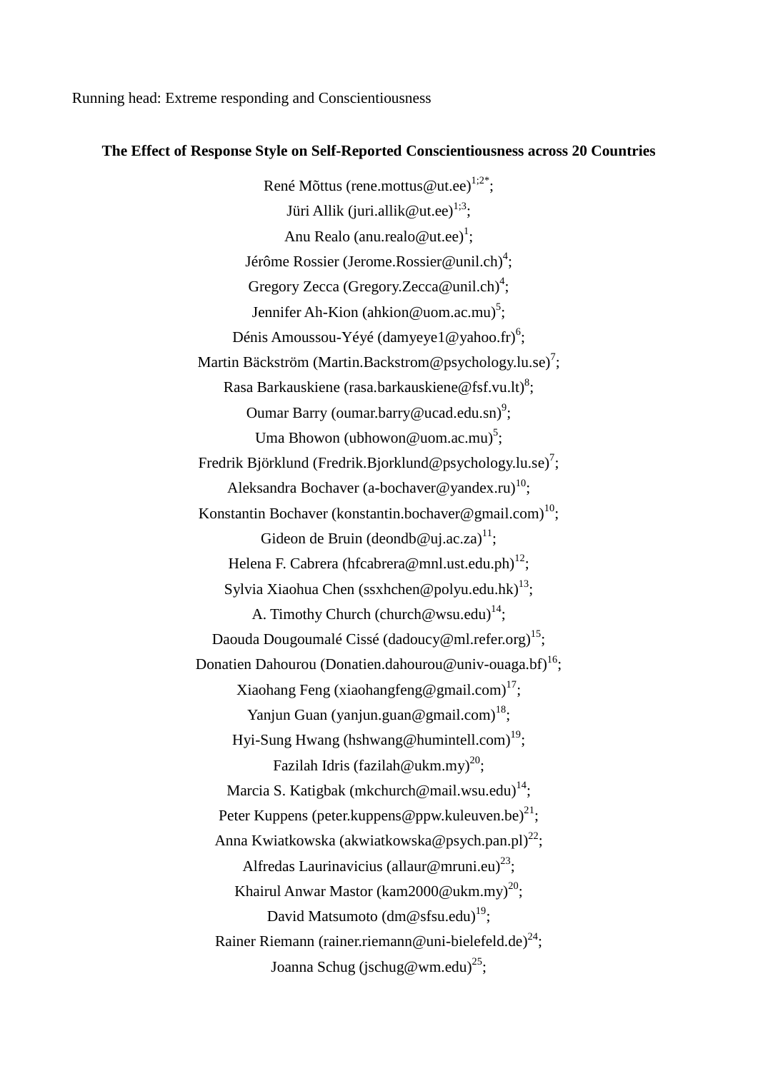Running head: Extreme responding and Conscientiousness

**The Effect of Response Style on Self-Reported Conscientiousness across 20 Countries**

René Mõttus (rene.mottus@ut.ee)[1;2*];

Jüri Allik (juri.allik@ut.ee)[1;3];

Anu Realo (anu.realo@ut.ee)[1];

Jérôme Rossier (Jerome.Rossier@unil.ch)[4];

Gregory Zecca (Gregory.Zecca@unil.ch)[4];

Jennifer Ah-Kion (ahkion@uom.ac.mu)[5];

Dénis Amoussou-Yéyé (damyeye1@yahoo.fr)[6];

Martin Bäckström (Martin.Backstrom@psychology.lu.se)[7];

Rasa Barkauskiene (rasa.barkauskiene@fsf.vu.lt)[8];

Oumar Barry (oumar.barry@ucad.edu.sn)[9];

Uma Bhowon (ubhowon@uom.ac.mu)[5];

Fredrik Björklund (Fredrik.Bjorklund@psychology.lu.se)[7];

Aleksandra Bochaver (a-bochaver@yandex.ru)[10];

Konstantin Bochaver (konstantin.bochaver@gmail.com)[10];

Gideon de Bruin (deondb@uj.ac.za)[11];

Helena F. Cabrera (hfcabrera@mnl.ust.edu.ph)[12];

Sylvia Xiaohua Chen (ssxhchen@polyu.edu.hk)[13];

A. Timothy Church (church@wsu.edu)[14];

Daouda Dougoumalé Cissé (dadoucy@ml.refer.org)[15];

Donatien Dahourou (Donatien.dahourou@univ-ouaga.bf)[16];

Xiaohang Feng (xiaohangfeng@gmail.com)[17];

Yanjun Guan (yanjun.guan@gmail.com)[18];

Hyi-Sung Hwang (hshwang@humintell.com)[19];

Fazilah Idris (fazilah@ukm.my)[20];

Marcia S. Katigbak (mkchurch@mail.wsu.edu)[14];

Peter Kuppens (peter.kuppens@ppw.kuleuven.be)[21];

Anna Kwiatkowska (akwiatkowska@psych.pan.pl)[22];

Alfredas Laurinavicius (allaur@mruni.eu)[23];

Khairul Anwar Mastor (kam2000@ukm.my)[20];

David Matsumoto (dm@sfsu.edu)[19];

Rainer Riemann (rainer.riemann@uni-bielefeld.de)[24];

Joanna Schug (jschug@wm.edu)[25];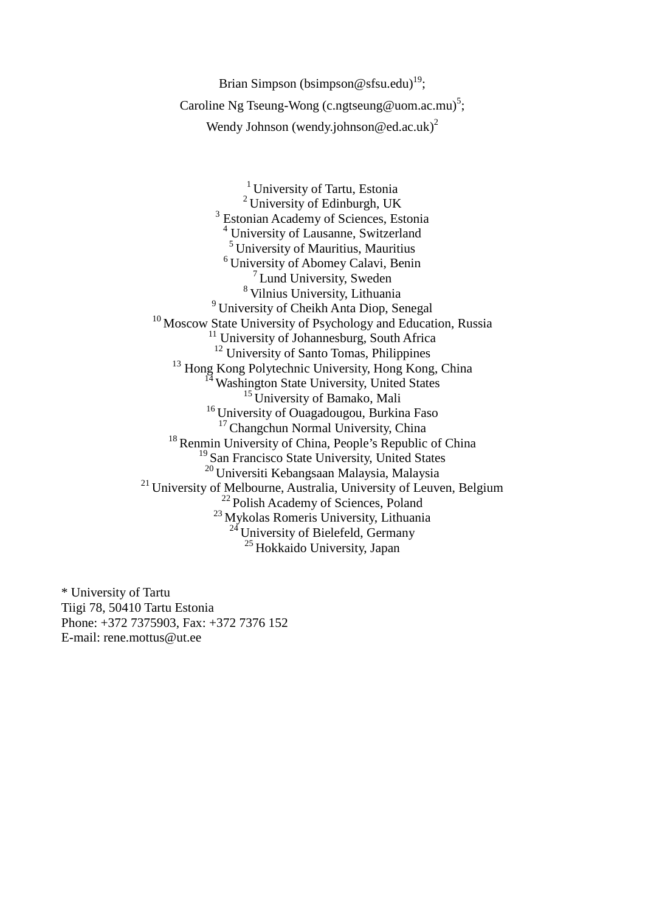Brian Simpson (bsimpson@sfsu.edu)[19];

Caroline Ng Tseung-Wong (c.ngtseung@uom.ac.mu)[5];

Wendy Johnson (wendy.johnson@ed.ac.uk)[2]

[1] University of Tartu, Estonia
[2] University of Edinburgh, UK
[3] Estonian Academy of Sciences, Estonia
[4] University of Lausanne, Switzerland
[5] University of Mauritius, Mauritius
[6] University of Abomey Calavi, Benin
[7] Lund University, Sweden
[8] Vilnius University, Lithuania
[9] University of Cheikh Anta Diop, Senegal
[10] Moscow State University of Psychology and Education, Russia
[11] University of Johannesburg, South Africa
[12] University of Santo Tomas, Philippines
[13] Hong Kong Polytechnic University, Hong Kong, China
[14] Washington State University, United States
[15] University of Bamako, Mali
[16] University of Ouagadougou, Burkina Faso
[17] Changchun Normal University, China
[18] Renmin University of China, People's Republic of China
[19] San Francisco State University, United States
[20] Universiti Kebangsaan Malaysia, Malaysia
[21] University of Melbourne, Australia, University of Leuven, Belgium
[22] Polish Academy of Sciences, Poland
[23] Mykolas Romeris University, Lithuania
[24] University of Bielefeld, Germany
[25] Hokkaido University, Japan

* University of Tartu
Tiigi 78, 50410 Tartu Estonia
Phone: +372 7375903, Fax: +372 7376 152
E-mail: rene.mottus@ut.ee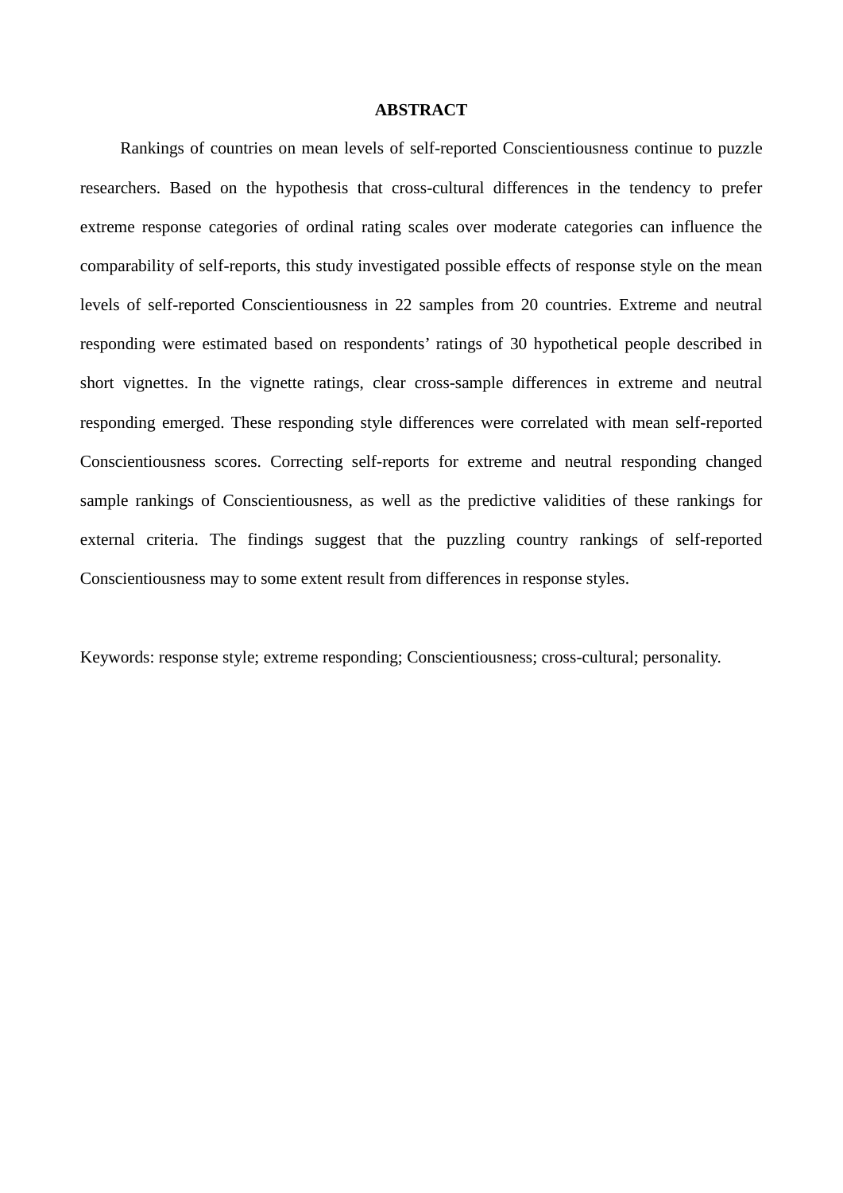# ABSTRACT

Rankings of countries on mean levels of self-reported Conscientiousness continue to puzzle researchers. Based on the hypothesis that cross-cultural differences in the tendency to prefer extreme response categories of ordinal rating scales over moderate categories can influence the comparability of self-reports, this study investigated possible effects of response style on the mean levels of self-reported Conscientiousness in 22 samples from 20 countries. Extreme and neutral responding were estimated based on respondents' ratings of 30 hypothetical people described in short vignettes. In the vignette ratings, clear cross-sample differences in extreme and neutral responding emerged. These responding style differences were correlated with mean self-reported Conscientiousness scores. Correcting self-reports for extreme and neutral responding changed sample rankings of Conscientiousness, as well as the predictive validities of these rankings for external criteria. The findings suggest that the puzzling country rankings of self-reported Conscientiousness may to some extent result from differences in response styles.

Keywords: response style; extreme responding; Conscientiousness; cross-cultural; personality.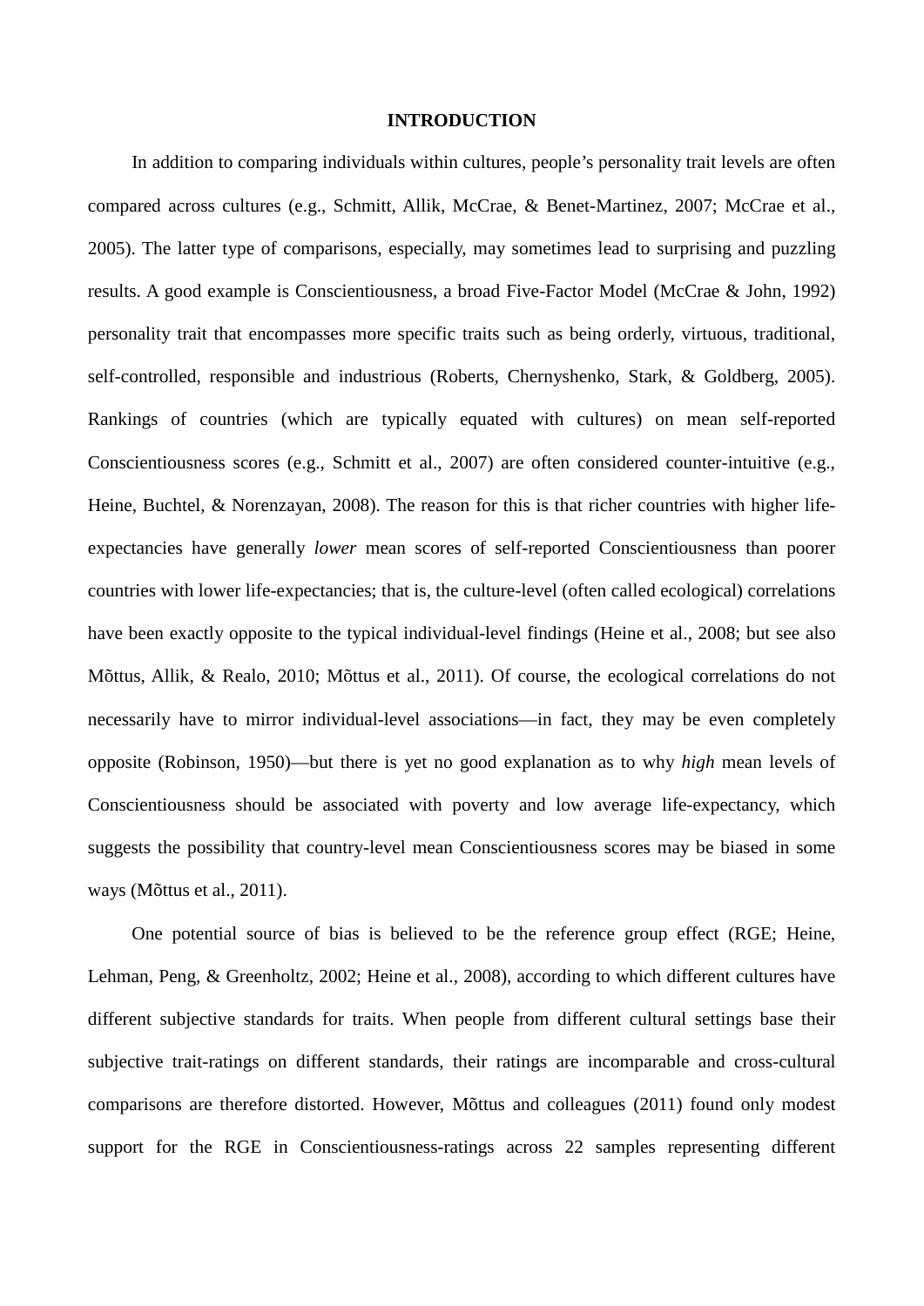## INTRODUCTION

In addition to comparing individuals within cultures, people's personality trait levels are often compared across cultures (e.g., Schmitt, Allik, McCrae, & Benet-Martinez, 2007; McCrae et al., 2005). The latter type of comparisons, especially, may sometimes lead to surprising and puzzling results. A good example is Conscientiousness, a broad Five-Factor Model (McCrae & John, 1992) personality trait that encompasses more specific traits such as being orderly, virtuous, traditional, self-controlled, responsible and industrious (Roberts, Chernyshenko, Stark, & Goldberg, 2005). Rankings of countries (which are typically equated with cultures) on mean self-reported Conscientiousness scores (e.g., Schmitt et al., 2007) are often considered counter-intuitive (e.g., Heine, Buchtel, & Norenzayan, 2008). The reason for this is that richer countries with higher life-expectancies have generally *lower* mean scores of self-reported Conscientiousness than poorer countries with lower life-expectancies; that is, the culture-level (often called ecological) correlations have been exactly opposite to the typical individual-level findings (Heine et al., 2008; but see also Mõttus, Allik, & Realo, 2010; Mõttus et al., 2011). Of course, the ecological correlations do not necessarily have to mirror individual-level associations—in fact, they may be even completely opposite (Robinson, 1950)—but there is yet no good explanation as to why *high* mean levels of Conscientiousness should be associated with poverty and low average life-expectancy, which suggests the possibility that country-level mean Conscientiousness scores may be biased in some ways (Mõttus et al., 2011).

One potential source of bias is believed to be the reference group effect (RGE; Heine, Lehman, Peng, & Greenholtz, 2002; Heine et al., 2008), according to which different cultures have different subjective standards for traits. When people from different cultural settings base their subjective trait-ratings on different standards, their ratings are incomparable and cross-cultural comparisons are therefore distorted. However, Mõttus and colleagues (2011) found only modest support for the RGE in Conscientiousness-ratings across 22 samples representing different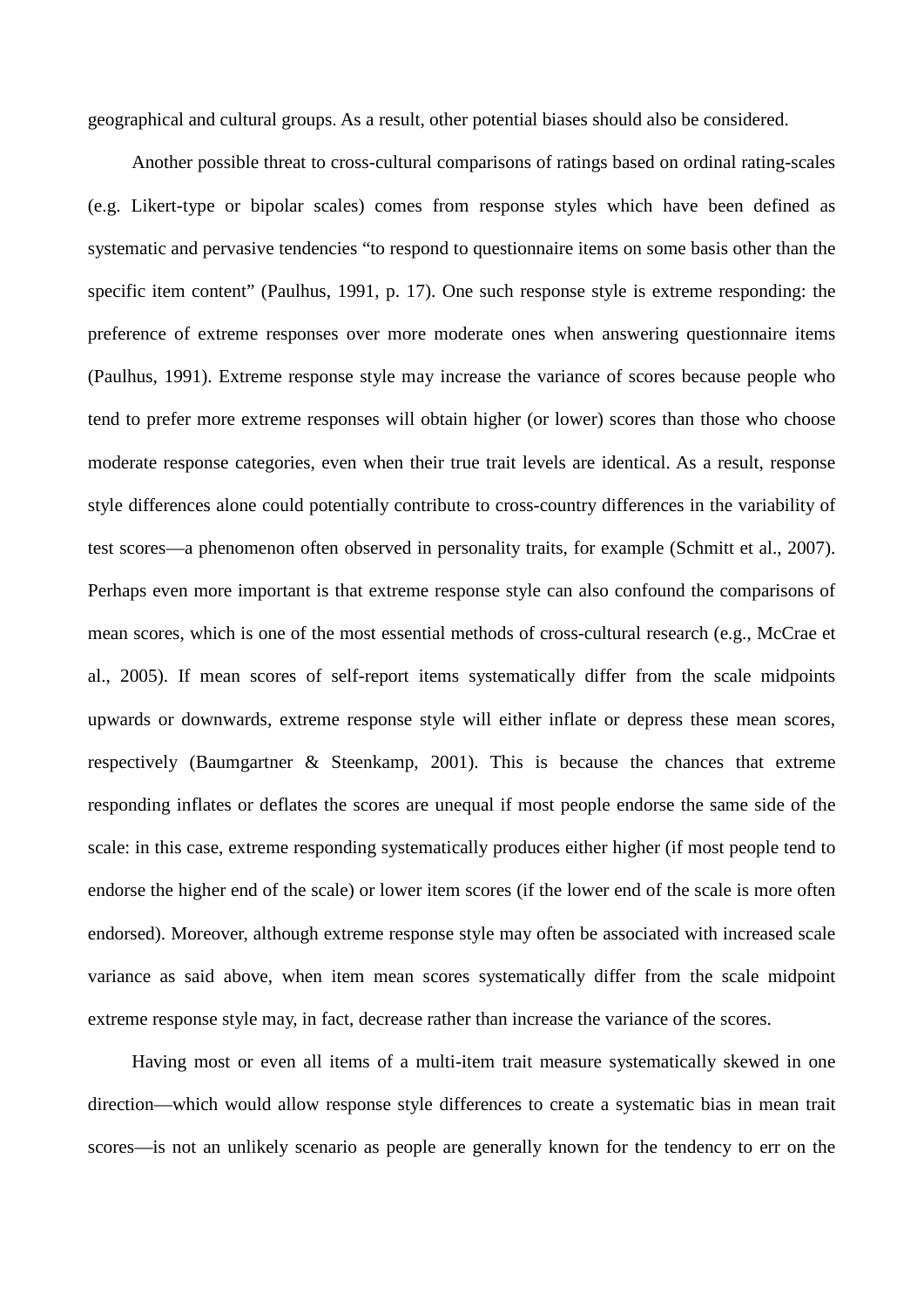geographical and cultural groups. As a result, other potential biases should also be considered.

Another possible threat to cross-cultural comparisons of ratings based on ordinal rating-scales (e.g. Likert-type or bipolar scales) comes from response styles which have been defined as systematic and pervasive tendencies "to respond to questionnaire items on some basis other than the specific item content" (Paulhus, 1991, p. 17). One such response style is extreme responding: the preference of extreme responses over more moderate ones when answering questionnaire items (Paulhus, 1991). Extreme response style may increase the variance of scores because people who tend to prefer more extreme responses will obtain higher (or lower) scores than those who choose moderate response categories, even when their true trait levels are identical. As a result, response style differences alone could potentially contribute to cross-country differences in the variability of test scores—a phenomenon often observed in personality traits, for example (Schmitt et al., 2007). Perhaps even more important is that extreme response style can also confound the comparisons of mean scores, which is one of the most essential methods of cross-cultural research (e.g., McCrae et al., 2005). If mean scores of self-report items systematically differ from the scale midpoints upwards or downwards, extreme response style will either inflate or depress these mean scores, respectively (Baumgartner & Steenkamp, 2001). This is because the chances that extreme responding inflates or deflates the scores are unequal if most people endorse the same side of the scale: in this case, extreme responding systematically produces either higher (if most people tend to endorse the higher end of the scale) or lower item scores (if the lower end of the scale is more often endorsed). Moreover, although extreme response style may often be associated with increased scale variance as said above, when item mean scores systematically differ from the scale midpoint extreme response style may, in fact, decrease rather than increase the variance of the scores.

Having most or even all items of a multi-item trait measure systematically skewed in one direction—which would allow response style differences to create a systematic bias in mean trait scores—is not an unlikely scenario as people are generally known for the tendency to err on the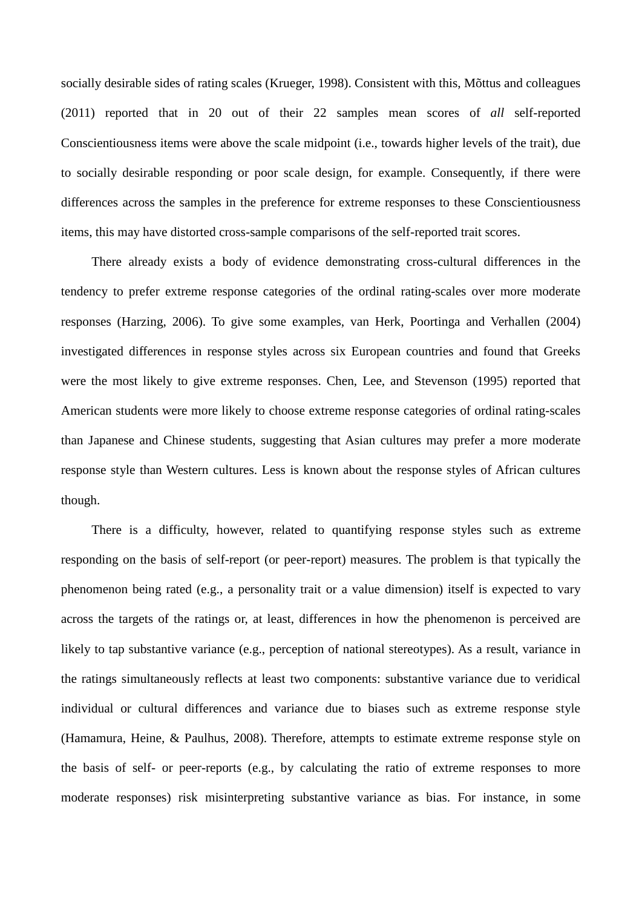socially desirable sides of rating scales (Krueger, 1998). Consistent with this, Mõttus and colleagues (2011) reported that in 20 out of their 22 samples mean scores of *all* self-reported Conscientiousness items were above the scale midpoint (i.e., towards higher levels of the trait), due to socially desirable responding or poor scale design, for example. Consequently, if there were differences across the samples in the preference for extreme responses to these Conscientiousness items, this may have distorted cross-sample comparisons of the self-reported trait scores.

There already exists a body of evidence demonstrating cross-cultural differences in the tendency to prefer extreme response categories of the ordinal rating-scales over more moderate responses (Harzing, 2006). To give some examples, van Herk, Poortinga and Verhallen (2004) investigated differences in response styles across six European countries and found that Greeks were the most likely to give extreme responses. Chen, Lee, and Stevenson (1995) reported that American students were more likely to choose extreme response categories of ordinal rating-scales than Japanese and Chinese students, suggesting that Asian cultures may prefer a more moderate response style than Western cultures. Less is known about the response styles of African cultures though.

There is a difficulty, however, related to quantifying response styles such as extreme responding on the basis of self-report (or peer-report) measures. The problem is that typically the phenomenon being rated (e.g., a personality trait or a value dimension) itself is expected to vary across the targets of the ratings or, at least, differences in how the phenomenon is perceived are likely to tap substantive variance (e.g., perception of national stereotypes). As a result, variance in the ratings simultaneously reflects at least two components: substantive variance due to veridical individual or cultural differences and variance due to biases such as extreme response style (Hamamura, Heine, & Paulhus, 2008). Therefore, attempts to estimate extreme response style on the basis of self- or peer-reports (e.g., by calculating the ratio of extreme responses to more moderate responses) risk misinterpreting substantive variance as bias. For instance, in some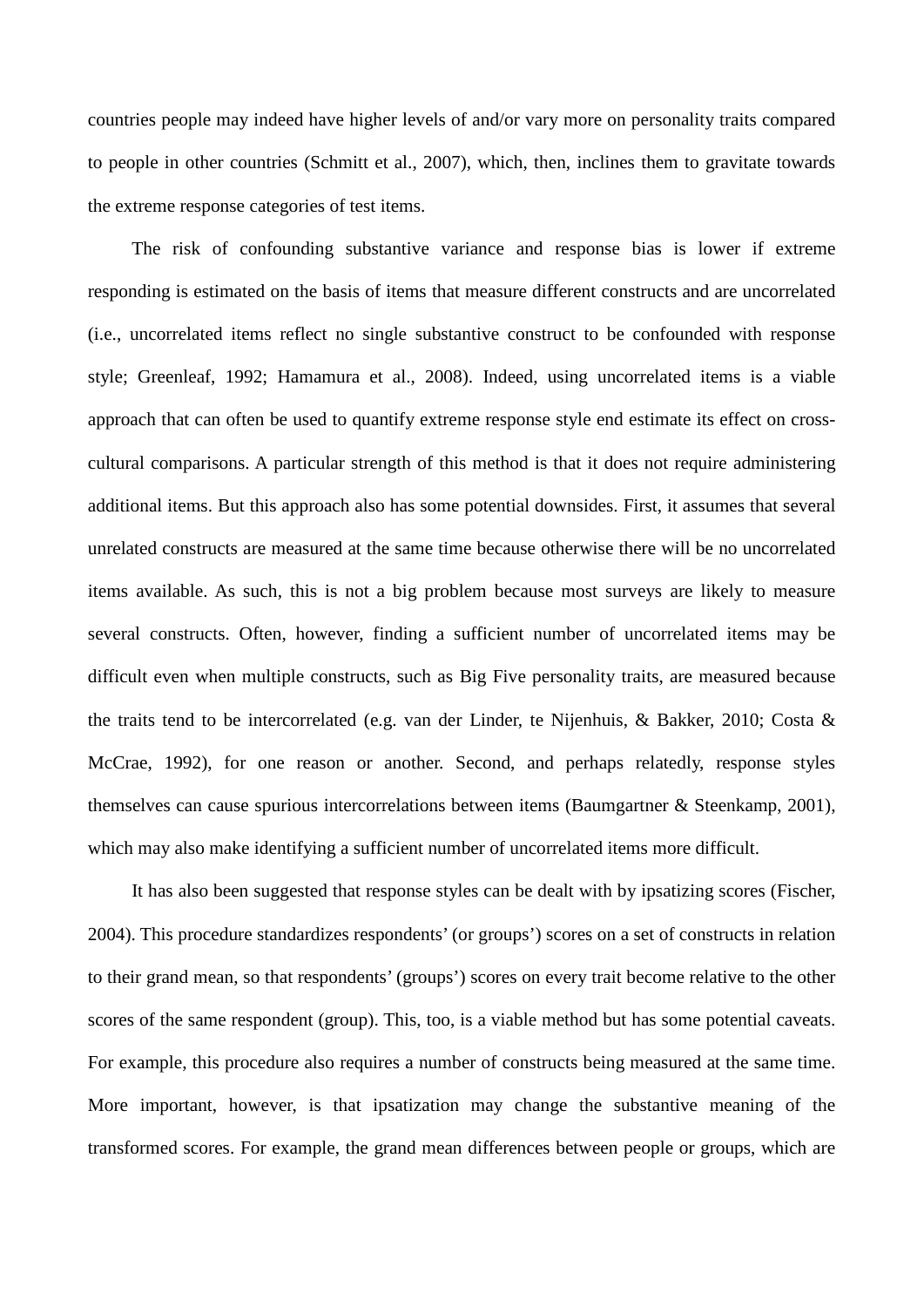countries people may indeed have higher levels of and/or vary more on personality traits compared to people in other countries (Schmitt et al., 2007), which, then, inclines them to gravitate towards the extreme response categories of test items.

The risk of confounding substantive variance and response bias is lower if extreme responding is estimated on the basis of items that measure different constructs and are uncorrelated (i.e., uncorrelated items reflect no single substantive construct to be confounded with response style; Greenleaf, 1992; Hamamura et al., 2008). Indeed, using uncorrelated items is a viable approach that can often be used to quantify extreme response style end estimate its effect on cross-cultural comparisons. A particular strength of this method is that it does not require administering additional items. But this approach also has some potential downsides. First, it assumes that several unrelated constructs are measured at the same time because otherwise there will be no uncorrelated items available. As such, this is not a big problem because most surveys are likely to measure several constructs. Often, however, finding a sufficient number of uncorrelated items may be difficult even when multiple constructs, such as Big Five personality traits, are measured because the traits tend to be intercorrelated (e.g. van der Linder, te Nijenhuis, & Bakker, 2010; Costa & McCrae, 1992), for one reason or another. Second, and perhaps relatedly, response styles themselves can cause spurious intercorrelations between items (Baumgartner & Steenkamp, 2001), which may also make identifying a sufficient number of uncorrelated items more difficult.

It has also been suggested that response styles can be dealt with by ipsatizing scores (Fischer, 2004). This procedure standardizes respondents' (or groups') scores on a set of constructs in relation to their grand mean, so that respondents' (groups') scores on every trait become relative to the other scores of the same respondent (group). This, too, is a viable method but has some potential caveats. For example, this procedure also requires a number of constructs being measured at the same time. More important, however, is that ipsatization may change the substantive meaning of the transformed scores. For example, the grand mean differences between people or groups, which are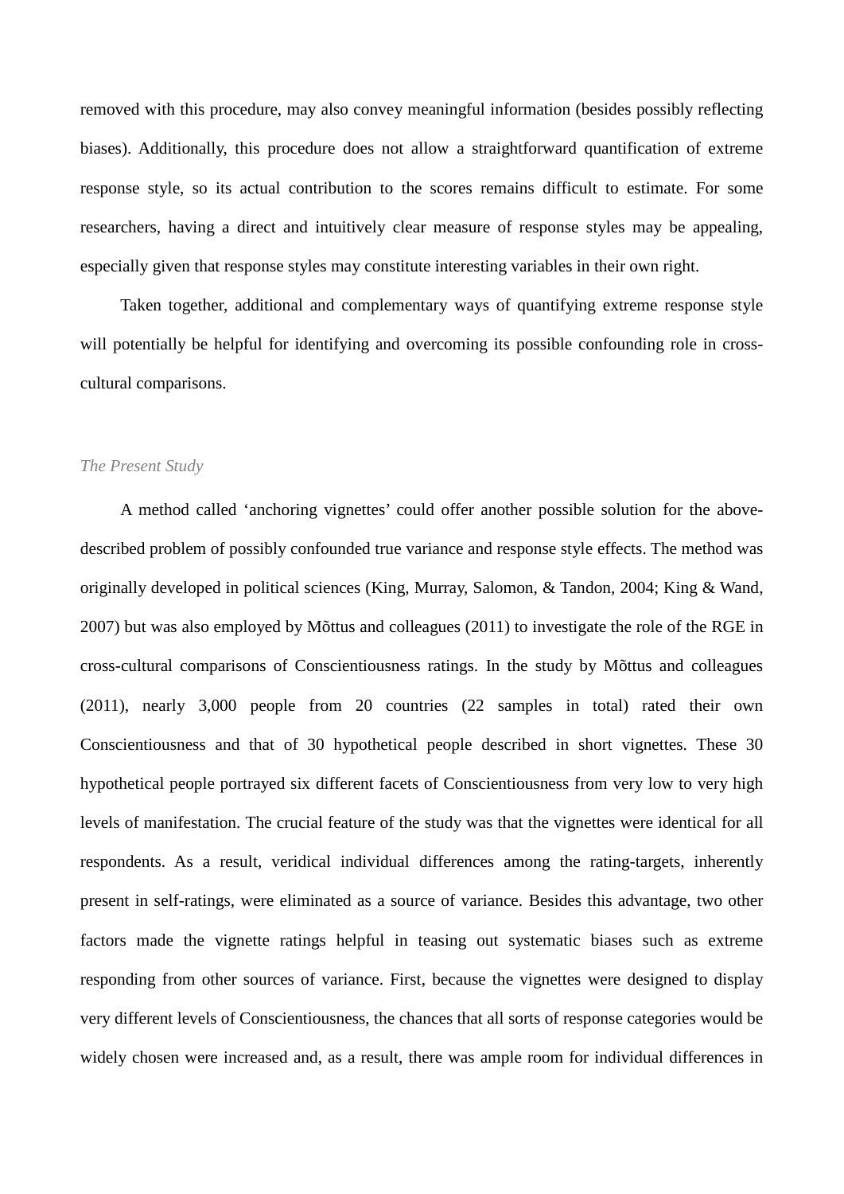removed with this procedure, may also convey meaningful information (besides possibly reflecting biases). Additionally, this procedure does not allow a straightforward quantification of extreme response style, so its actual contribution to the scores remains difficult to estimate. For some researchers, having a direct and intuitively clear measure of response styles may be appealing, especially given that response styles may constitute interesting variables in their own right.

Taken together, additional and complementary ways of quantifying extreme response style will potentially be helpful for identifying and overcoming its possible confounding role in cross-cultural comparisons.

### *The Present Study*

A method called 'anchoring vignettes' could offer another possible solution for the above-described problem of possibly confounded true variance and response style effects. The method was originally developed in political sciences (King, Murray, Salomon, & Tandon, 2004; King & Wand, 2007) but was also employed by Mõttus and colleagues (2011) to investigate the role of the RGE in cross-cultural comparisons of Conscientiousness ratings. In the study by Mõttus and colleagues (2011), nearly 3,000 people from 20 countries (22 samples in total) rated their own Conscientiousness and that of 30 hypothetical people described in short vignettes. These 30 hypothetical people portrayed six different facets of Conscientiousness from very low to very high levels of manifestation. The crucial feature of the study was that the vignettes were identical for all respondents. As a result, veridical individual differences among the rating-targets, inherently present in self-ratings, were eliminated as a source of variance. Besides this advantage, two other factors made the vignette ratings helpful in teasing out systematic biases such as extreme responding from other sources of variance. First, because the vignettes were designed to display very different levels of Conscientiousness, the chances that all sorts of response categories would be widely chosen were increased and, as a result, there was ample room for individual differences in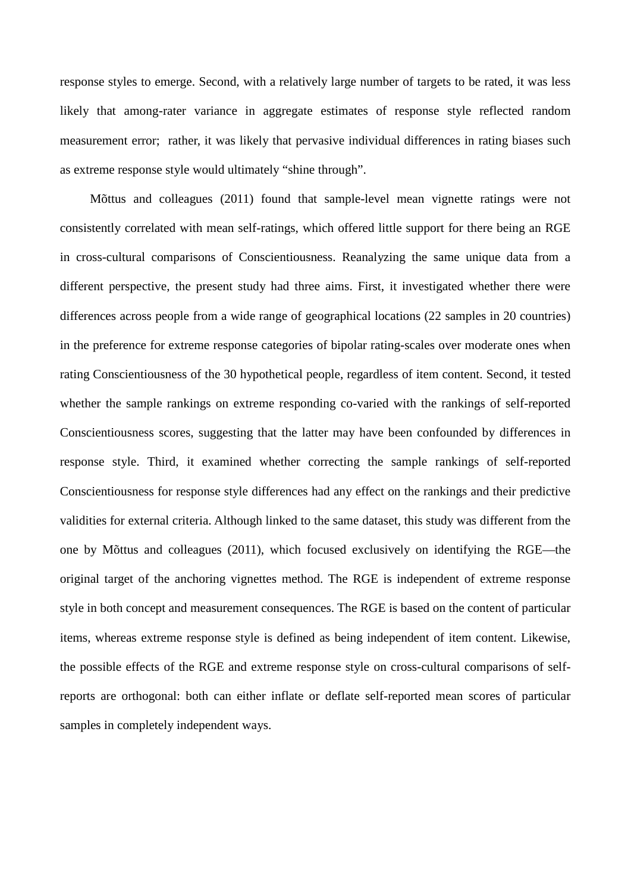response styles to emerge. Second, with a relatively large number of targets to be rated, it was less likely that among-rater variance in aggregate estimates of response style reflected random measurement error; rather, it was likely that pervasive individual differences in rating biases such as extreme response style would ultimately "shine through".

Mõttus and colleagues (2011) found that sample-level mean vignette ratings were not consistently correlated with mean self-ratings, which offered little support for there being an RGE in cross-cultural comparisons of Conscientiousness. Reanalyzing the same unique data from a different perspective, the present study had three aims. First, it investigated whether there were differences across people from a wide range of geographical locations (22 samples in 20 countries) in the preference for extreme response categories of bipolar rating-scales over moderate ones when rating Conscientiousness of the 30 hypothetical people, regardless of item content. Second, it tested whether the sample rankings on extreme responding co-varied with the rankings of self-reported Conscientiousness scores, suggesting that the latter may have been confounded by differences in response style. Third, it examined whether correcting the sample rankings of self-reported Conscientiousness for response style differences had any effect on the rankings and their predictive validities for external criteria. Although linked to the same dataset, this study was different from the one by Mõttus and colleagues (2011), which focused exclusively on identifying the RGE—the original target of the anchoring vignettes method. The RGE is independent of extreme response style in both concept and measurement consequences. The RGE is based on the content of particular items, whereas extreme response style is defined as being independent of item content. Likewise, the possible effects of the RGE and extreme response style on cross-cultural comparisons of self-reports are orthogonal: both can either inflate or deflate self-reported mean scores of particular samples in completely independent ways.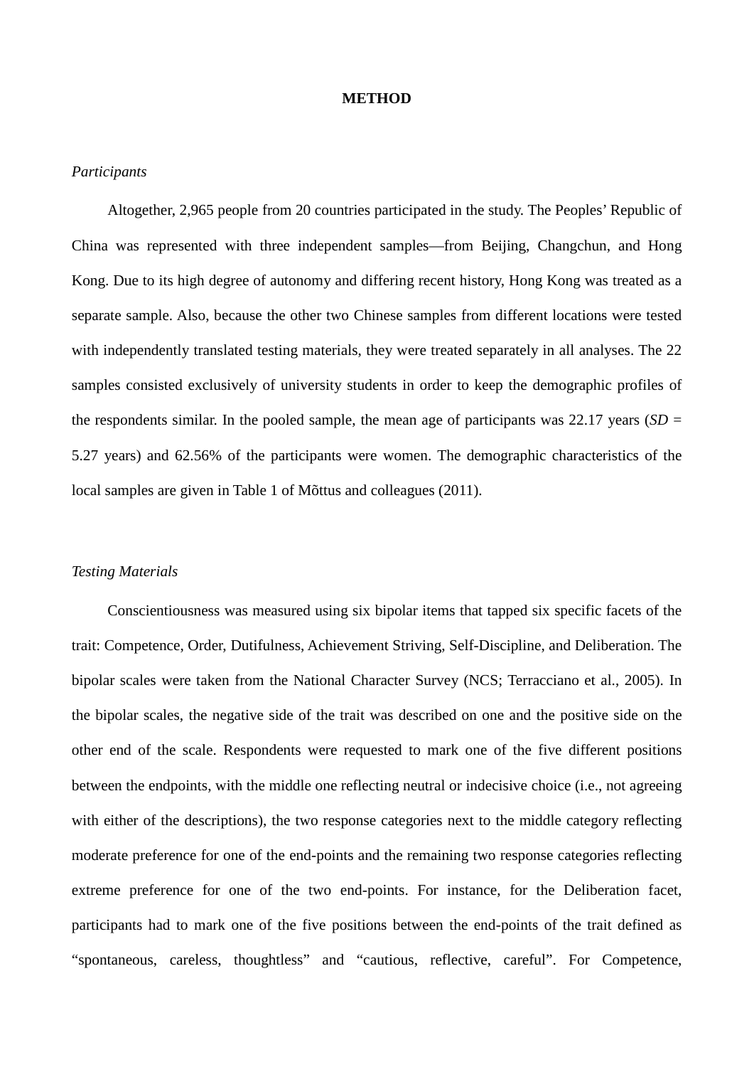**METHOD**

*Participants*

Altogether, 2,965 people from 20 countries participated in the study. The Peoples' Republic of China was represented with three independent samples—from Beijing, Changchun, and Hong Kong. Due to its high degree of autonomy and differing recent history, Hong Kong was treated as a separate sample. Also, because the other two Chinese samples from different locations were tested with independently translated testing materials, they were treated separately in all analyses. The 22 samples consisted exclusively of university students in order to keep the demographic profiles of the respondents similar. In the pooled sample, the mean age of participants was 22.17 years (*SD* = 5.27 years) and 62.56% of the participants were women. The demographic characteristics of the local samples are given in Table 1 of Mõttus and colleagues (2011).

*Testing Materials*

Conscientiousness was measured using six bipolar items that tapped six specific facets of the trait: Competence, Order, Dutifulness, Achievement Striving, Self-Discipline, and Deliberation. The bipolar scales were taken from the National Character Survey (NCS; Terracciano et al., 2005). In the bipolar scales, the negative side of the trait was described on one and the positive side on the other end of the scale. Respondents were requested to mark one of the five different positions between the endpoints, with the middle one reflecting neutral or indecisive choice (i.e., not agreeing with either of the descriptions), the two response categories next to the middle category reflecting moderate preference for one of the end-points and the remaining two response categories reflecting extreme preference for one of the two end-points. For instance, for the Deliberation facet, participants had to mark one of the five positions between the end-points of the trait defined as "spontaneous, careless, thoughtless" and "cautious, reflective, careful". For Competence,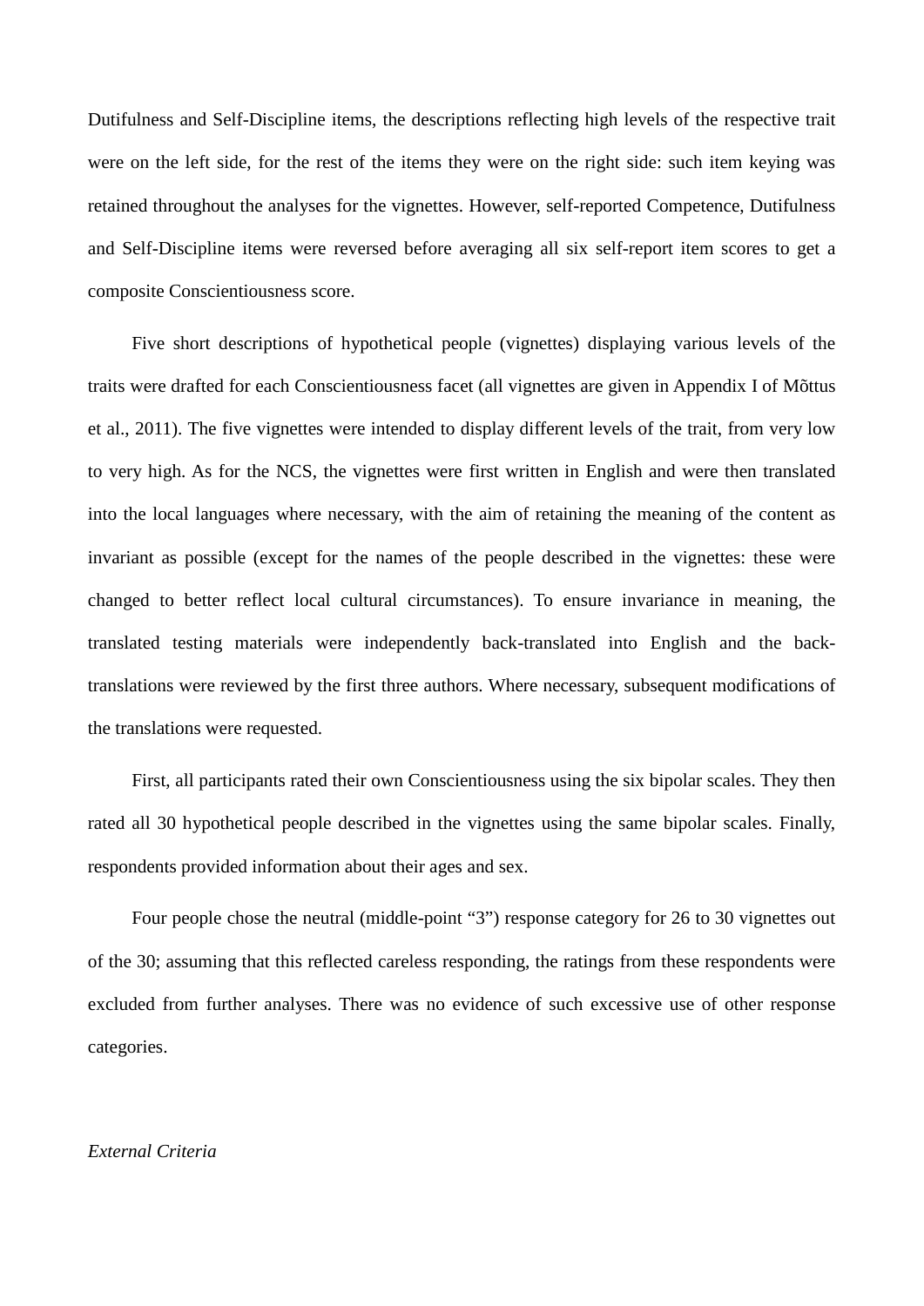Dutifulness and Self-Discipline items, the descriptions reflecting high levels of the respective trait were on the left side, for the rest of the items they were on the right side: such item keying was retained throughout the analyses for the vignettes. However, self-reported Competence, Dutifulness and Self-Discipline items were reversed before averaging all six self-report item scores to get a composite Conscientiousness score.

Five short descriptions of hypothetical people (vignettes) displaying various levels of the traits were drafted for each Conscientiousness facet (all vignettes are given in Appendix I of Mõttus et al., 2011). The five vignettes were intended to display different levels of the trait, from very low to very high. As for the NCS, the vignettes were first written in English and were then translated into the local languages where necessary, with the aim of retaining the meaning of the content as invariant as possible (except for the names of the people described in the vignettes: these were changed to better reflect local cultural circumstances). To ensure invariance in meaning, the translated testing materials were independently back-translated into English and the back-translations were reviewed by the first three authors. Where necessary, subsequent modifications of the translations were requested.

First, all participants rated their own Conscientiousness using the six bipolar scales. They then rated all 30 hypothetical people described in the vignettes using the same bipolar scales. Finally, respondents provided information about their ages and sex.

Four people chose the neutral (middle-point "3") response category for 26 to 30 vignettes out of the 30; assuming that this reflected careless responding, the ratings from these respondents were excluded from further analyses. There was no evidence of such excessive use of other response categories.

*External Criteria*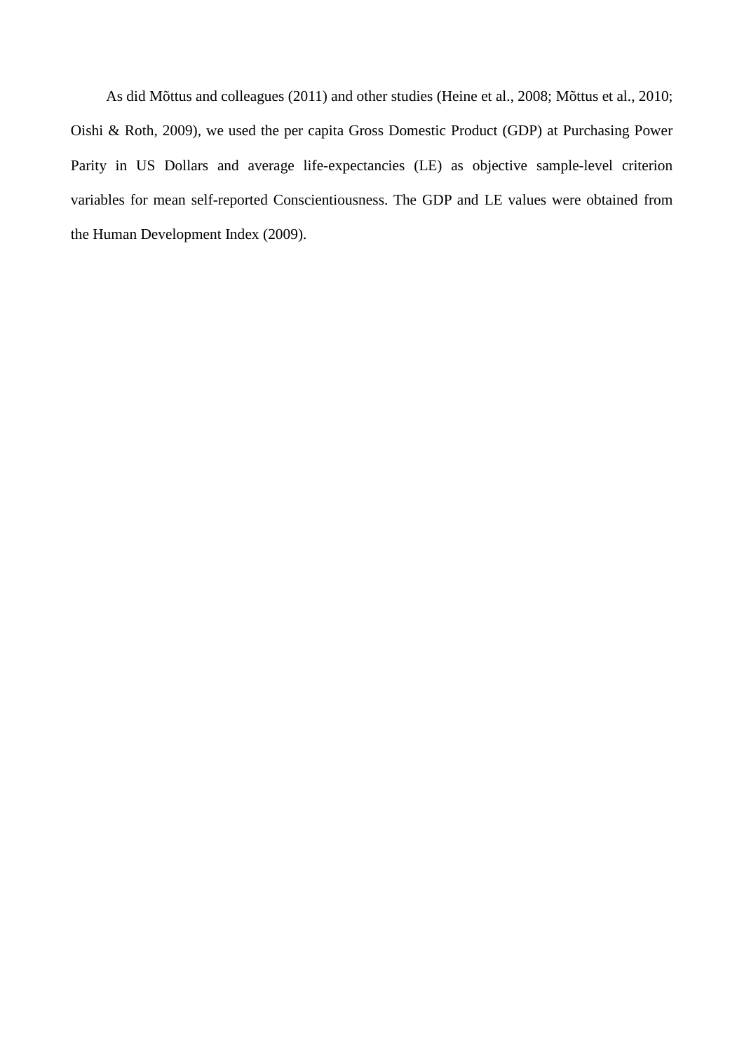As did Mõttus and colleagues (2011) and other studies (Heine et al., 2008; Mõttus et al., 2010; Oishi & Roth, 2009), we used the per capita Gross Domestic Product (GDP) at Purchasing Power Parity in US Dollars and average life-expectancies (LE) as objective sample-level criterion variables for mean self-reported Conscientiousness. The GDP and LE values were obtained from the Human Development Index (2009).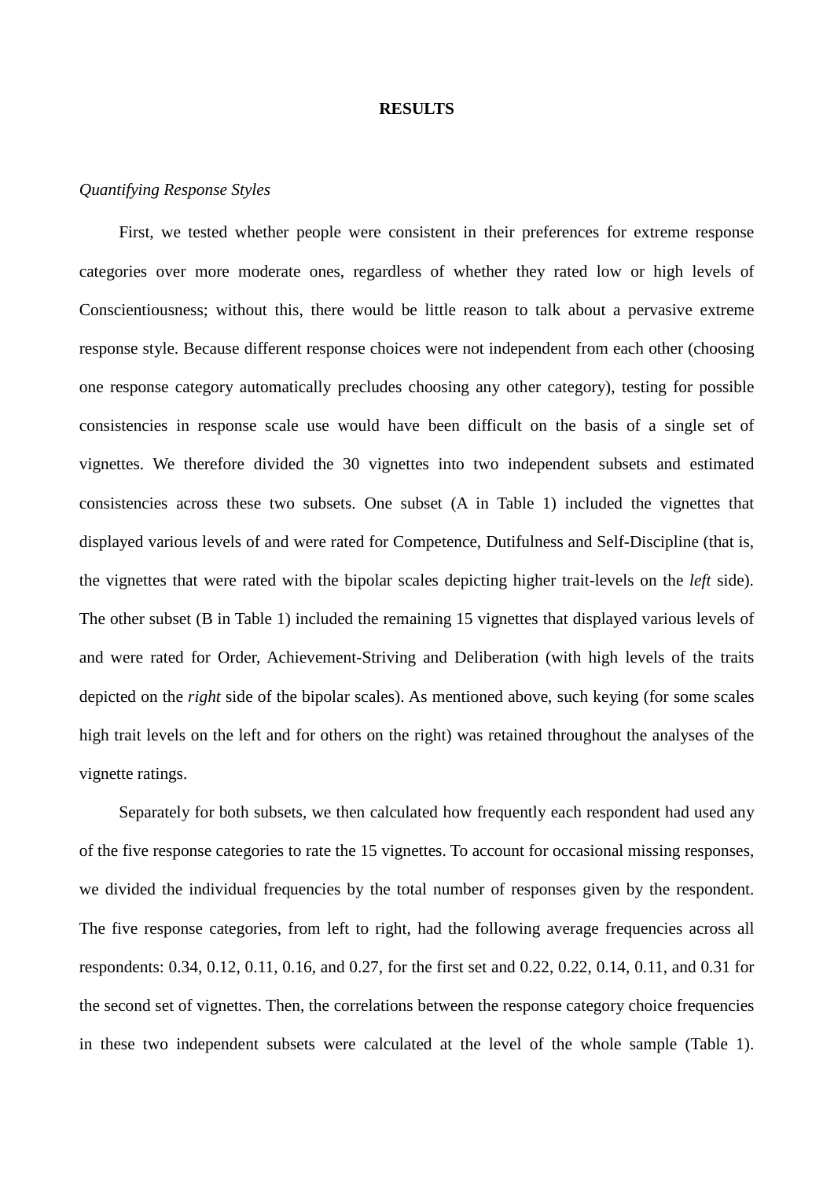# RESULTS

*Quantifying Response Styles*

First, we tested whether people were consistent in their preferences for extreme response categories over more moderate ones, regardless of whether they rated low or high levels of Conscientiousness; without this, there would be little reason to talk about a pervasive extreme response style. Because different response choices were not independent from each other (choosing one response category automatically precludes choosing any other category), testing for possible consistencies in response scale use would have been difficult on the basis of a single set of vignettes. We therefore divided the 30 vignettes into two independent subsets and estimated consistencies across these two subsets. One subset (A in Table 1) included the vignettes that displayed various levels of and were rated for Competence, Dutifulness and Self-Discipline (that is, the vignettes that were rated with the bipolar scales depicting higher trait-levels on the *left* side). The other subset (B in Table 1) included the remaining 15 vignettes that displayed various levels of and were rated for Order, Achievement-Striving and Deliberation (with high levels of the traits depicted on the *right* side of the bipolar scales). As mentioned above, such keying (for some scales high trait levels on the left and for others on the right) was retained throughout the analyses of the vignette ratings.

Separately for both subsets, we then calculated how frequently each respondent had used any of the five response categories to rate the 15 vignettes. To account for occasional missing responses, we divided the individual frequencies by the total number of responses given by the respondent. The five response categories, from left to right, had the following average frequencies across all respondents: 0.34, 0.12, 0.11, 0.16, and 0.27, for the first set and 0.22, 0.22, 0.14, 0.11, and 0.31 for the second set of vignettes. Then, the correlations between the response category choice frequencies in these two independent subsets were calculated at the level of the whole sample (Table 1).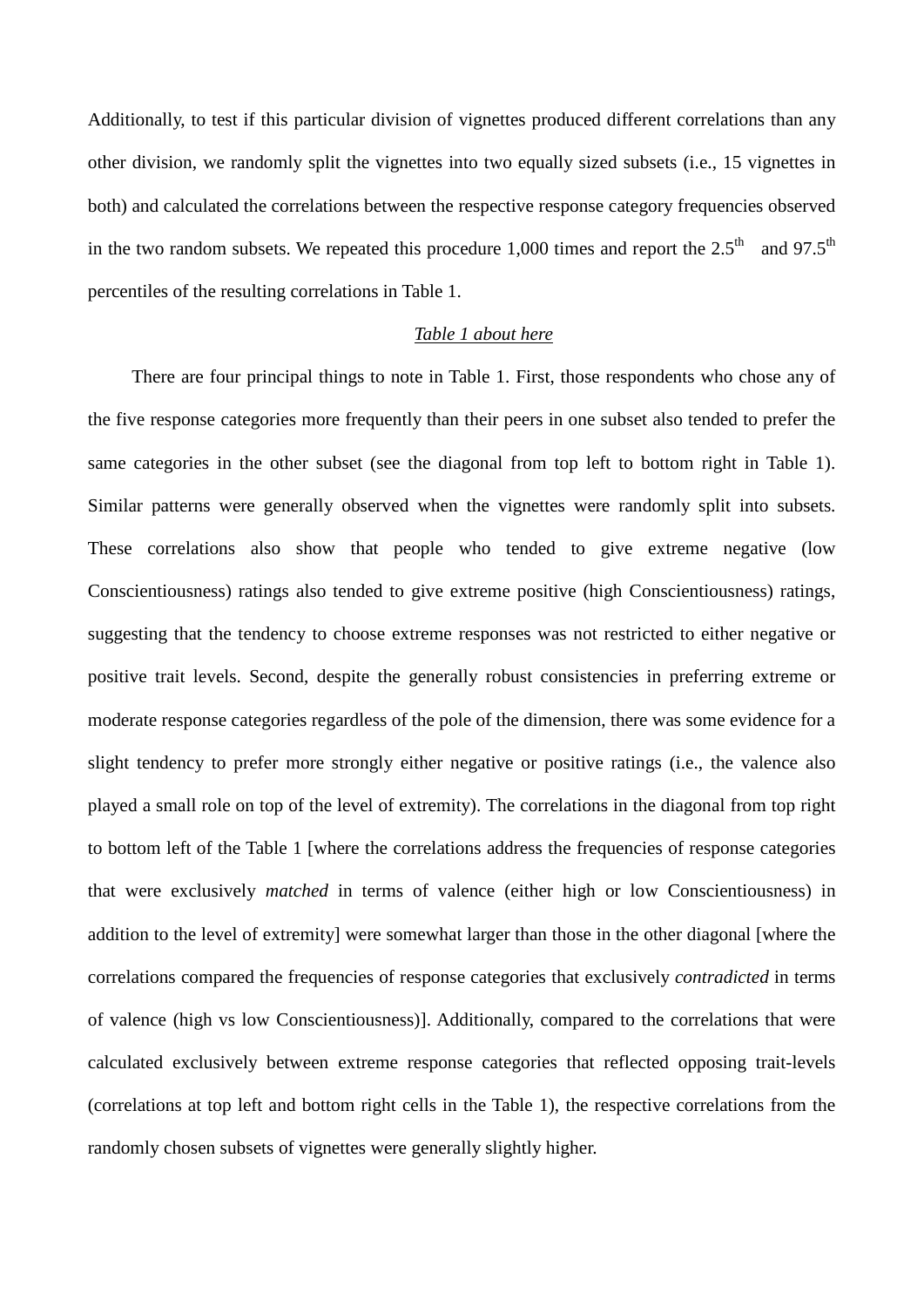Additionally, to test if this particular division of vignettes produced different correlations than any other division, we randomly split the vignettes into two equally sized subsets (i.e., 15 vignettes in both) and calculated the correlations between the respective response category frequencies observed in the two random subsets. We repeated this procedure 1,000 times and report the 2.5$^{th}$ and 97.5$^{th}$ percentiles of the resulting correlations in Table 1.

<u>*Table 1 about here*</u>

There are four principal things to note in Table 1. First, those respondents who chose any of the five response categories more frequently than their peers in one subset also tended to prefer the same categories in the other subset (see the diagonal from top left to bottom right in Table 1). Similar patterns were generally observed when the vignettes were randomly split into subsets. These correlations also show that people who tended to give extreme negative (low Conscientiousness) ratings also tended to give extreme positive (high Conscientiousness) ratings, suggesting that the tendency to choose extreme responses was not restricted to either negative or positive trait levels. Second, despite the generally robust consistencies in preferring extreme or moderate response categories regardless of the pole of the dimension, there was some evidence for a slight tendency to prefer more strongly either negative or positive ratings (i.e., the valence also played a small role on top of the level of extremity). The correlations in the diagonal from top right to bottom left of the Table 1 [where the correlations address the frequencies of response categories that were exclusively *matched* in terms of valence (either high or low Conscientiousness) in addition to the level of extremity] were somewhat larger than those in the other diagonal [where the correlations compared the frequencies of response categories that exclusively *contradicted* in terms of valence (high vs low Conscientiousness)]. Additionally, compared to the correlations that were calculated exclusively between extreme response categories that reflected opposing trait-levels (correlations at top left and bottom right cells in the Table 1), the respective correlations from the randomly chosen subsets of vignettes were generally slightly higher.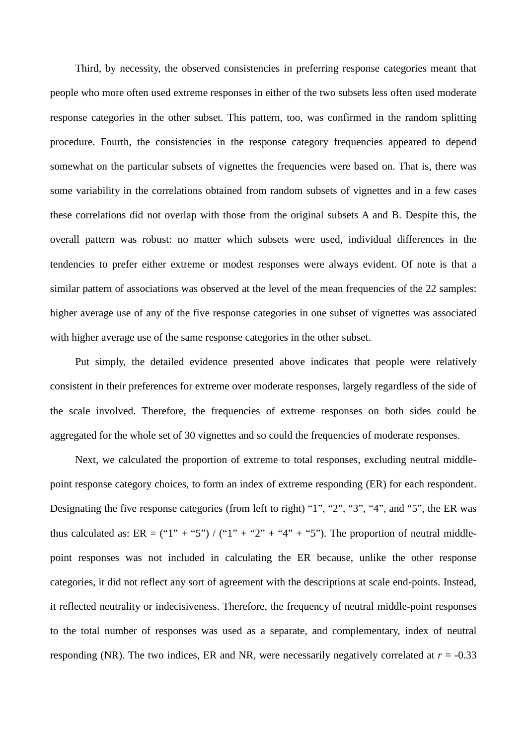Third, by necessity, the observed consistencies in preferring response categories meant that people who more often used extreme responses in either of the two subsets less often used moderate response categories in the other subset. This pattern, too, was confirmed in the random splitting procedure. Fourth, the consistencies in the response category frequencies appeared to depend somewhat on the particular subsets of vignettes the frequencies were based on. That is, there was some variability in the correlations obtained from random subsets of vignettes and in a few cases these correlations did not overlap with those from the original subsets A and B. Despite this, the overall pattern was robust: no matter which subsets were used, individual differences in the tendencies to prefer either extreme or modest responses were always evident. Of note is that a similar pattern of associations was observed at the level of the mean frequencies of the 22 samples: higher average use of any of the five response categories in one subset of vignettes was associated with higher average use of the same response categories in the other subset.

Put simply, the detailed evidence presented above indicates that people were relatively consistent in their preferences for extreme over moderate responses, largely regardless of the side of the scale involved. Therefore, the frequencies of extreme responses on both sides could be aggregated for the whole set of 30 vignettes and so could the frequencies of moderate responses.

Next, we calculated the proportion of extreme to total responses, excluding neutral middle-point response category choices, to form an index of extreme responding (ER) for each respondent. Designating the five response categories (from left to right) "1", "2", "3", "4", and "5", the ER was thus calculated as: ER = ("1" + "5") / ("1" + "2" + "4" + "5"). The proportion of neutral middle-point responses was not included in calculating the ER because, unlike the other response categories, it did not reflect any sort of agreement with the descriptions at scale end-points. Instead, it reflected neutrality or indecisiveness. Therefore, the frequency of neutral middle-point responses to the total number of responses was used as a separate, and complementary, index of neutral responding (NR). The two indices, ER and NR, were necessarily negatively correlated at $r = -0.33$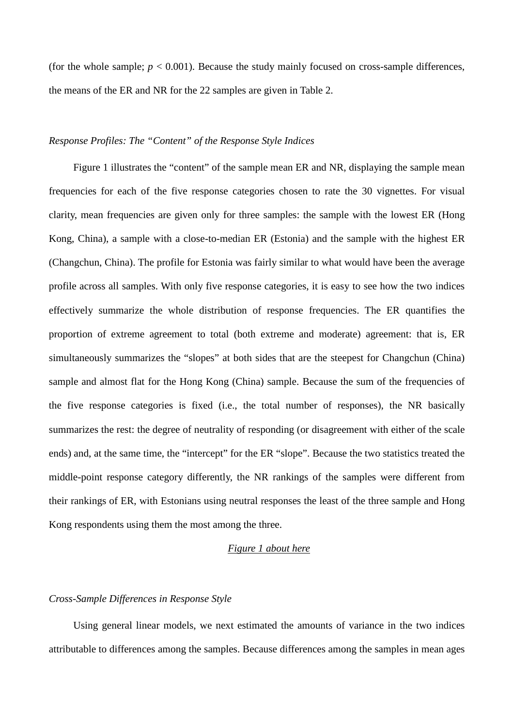(for the whole sample; $p < 0.001$). Because the study mainly focused on cross-sample differences, the means of the ER and NR for the 22 samples are given in Table 2.

*Response Profiles: The "Content" of the Response Style Indices*

Figure 1 illustrates the "content" of the sample mean ER and NR, displaying the sample mean frequencies for each of the five response categories chosen to rate the 30 vignettes. For visual clarity, mean frequencies are given only for three samples: the sample with the lowest ER (Hong Kong, China), a sample with a close-to-median ER (Estonia) and the sample with the highest ER (Changchun, China). The profile for Estonia was fairly similar to what would have been the average profile across all samples. With only five response categories, it is easy to see how the two indices effectively summarize the whole distribution of response frequencies. The ER quantifies the proportion of extreme agreement to total (both extreme and moderate) agreement: that is, ER simultaneously summarizes the "slopes" at both sides that are the steepest for Changchun (China) sample and almost flat for the Hong Kong (China) sample. Because the sum of the frequencies of the five response categories is fixed (i.e., the total number of responses), the NR basically summarizes the rest: the degree of neutrality of responding (or disagreement with either of the scale ends) and, at the same time, the "intercept" for the ER "slope". Because the two statistics treated the middle-point response category differently, the NR rankings of the samples were different from their rankings of ER, with Estonians using neutral responses the least of the three sample and Hong Kong respondents using them the most among the three.

Figure 1 about here

*Cross-Sample Differences in Response Style*

Using general linear models, we next estimated the amounts of variance in the two indices attributable to differences among the samples. Because differences among the samples in mean ages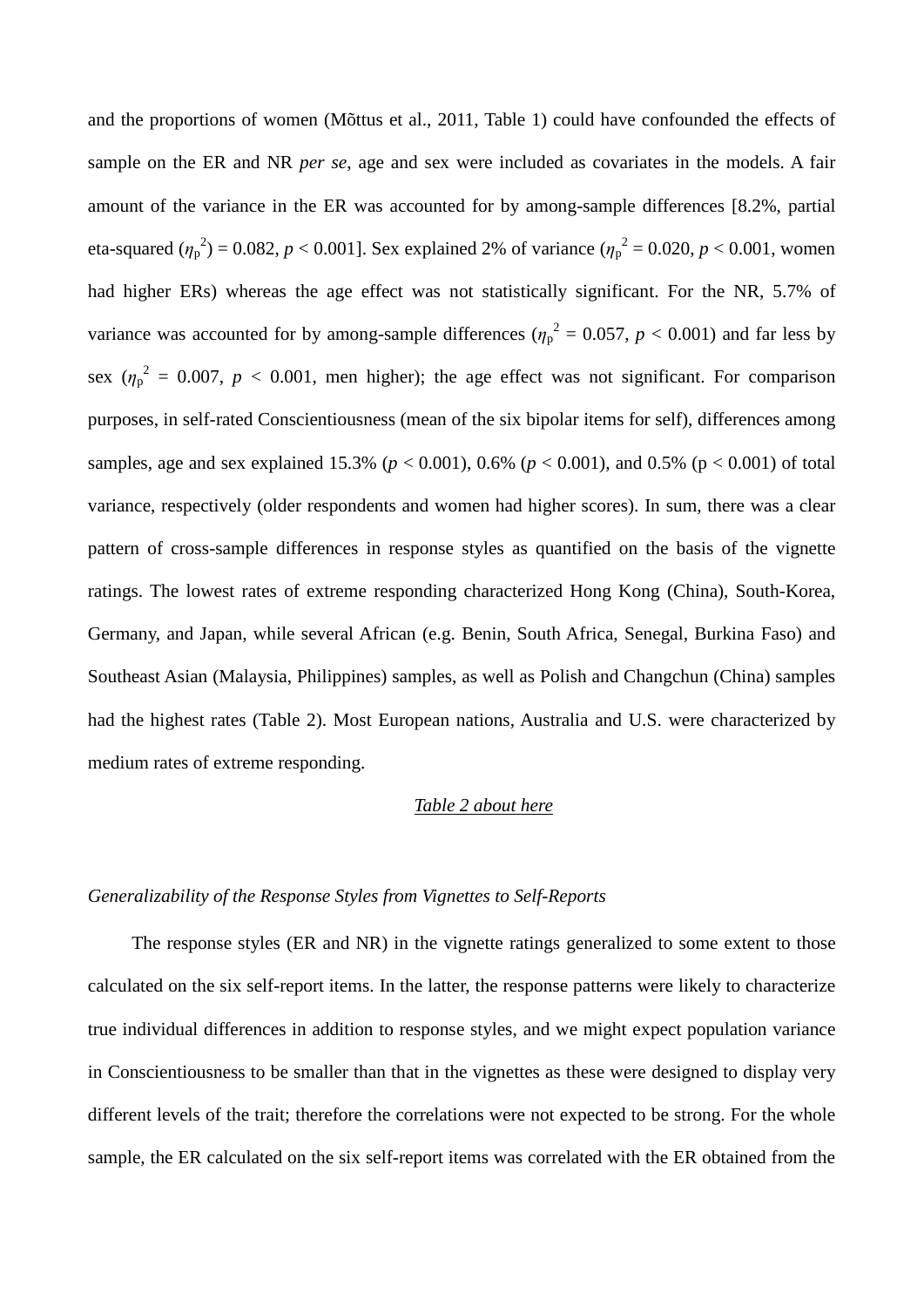and the proportions of women (Mõttus et al., 2011, Table 1) could have confounded the effects of sample on the ER and NR *per se*, age and sex were included as covariates in the models. A fair amount of the variance in the ER was accounted for by among-sample differences [8.2%, partial eta-squared ($\eta_p^2$) = 0.082, $p < 0.001$]. Sex explained 2% of variance ($\eta_p^2 = 0.020$, $p < 0.001$, women had higher ERs) whereas the age effect was not statistically significant. For the NR, 5.7% of variance was accounted for by among-sample differences ($\eta_p^2 = 0.057$, $p < 0.001$) and far less by sex ($\eta_p^2 = 0.007$, $p < 0.001$, men higher); the age effect was not significant. For comparison purposes, in self-rated Conscientiousness (mean of the six bipolar items for self), differences among samples, age and sex explained 15.3% ($p < 0.001$), 0.6% ($p < 0.001$), and 0.5% ($p < 0.001$) of total variance, respectively (older respondents and women had higher scores). In sum, there was a clear pattern of cross-sample differences in response styles as quantified on the basis of the vignette ratings. The lowest rates of extreme responding characterized Hong Kong (China), South-Korea, Germany, and Japan, while several African (e.g. Benin, South Africa, Senegal, Burkina Faso) and Southeast Asian (Malaysia, Philippines) samples, as well as Polish and Changchun (China) samples had the highest rates (Table 2). Most European nations, Australia and U.S. were characterized by medium rates of extreme responding.

Table 2 about here

*Generalizability of the Response Styles from Vignettes to Self-Reports*

The response styles (ER and NR) in the vignette ratings generalized to some extent to those calculated on the six self-report items. In the latter, the response patterns were likely to characterize true individual differences in addition to response styles, and we might expect population variance in Conscientiousness to be smaller than that in the vignettes as these were designed to display very different levels of the trait; therefore the correlations were not expected to be strong. For the whole sample, the ER calculated on the six self-report items was correlated with the ER obtained from the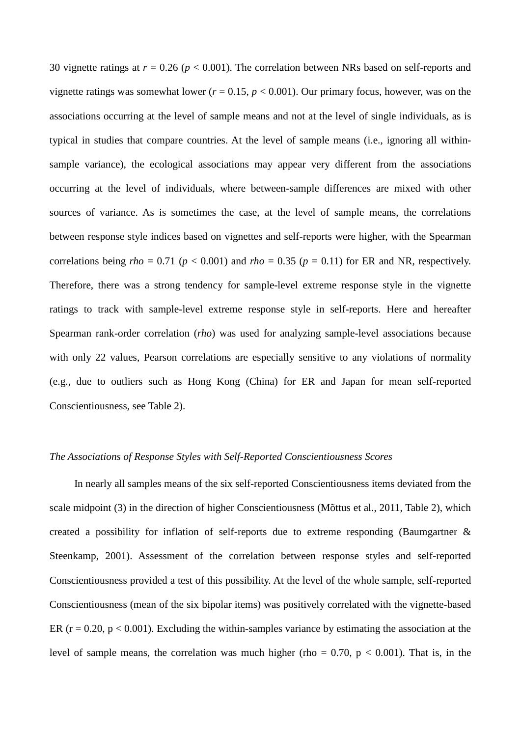30 vignette ratings at $r = 0.26$ ($p < 0.001$). The correlation between NRs based on self-reports and vignette ratings was somewhat lower ($r = 0.15$, $p < 0.001$). Our primary focus, however, was on the associations occurring at the level of sample means and not at the level of single individuals, as is typical in studies that compare countries. At the level of sample means (i.e., ignoring all within-sample variance), the ecological associations may appear very different from the associations occurring at the level of individuals, where between-sample differences are mixed with other sources of variance. As is sometimes the case, at the level of sample means, the correlations between response style indices based on vignettes and self-reports were higher, with the Spearman correlations being *rho* = 0.71 ($p < 0.001$) and *rho* = 0.35 ($p = 0.11$) for ER and NR, respectively. Therefore, there was a strong tendency for sample-level extreme response style in the vignette ratings to track with sample-level extreme response style in self-reports. Here and hereafter Spearman rank-order correlation (*rho*) was used for analyzing sample-level associations because with only 22 values, Pearson correlations are especially sensitive to any violations of normality (e.g., due to outliers such as Hong Kong (China) for ER and Japan for mean self-reported Conscientiousness, see Table 2).

*The Associations of Response Styles with Self-Reported Conscientiousness Scores*

In nearly all samples means of the six self-reported Conscientiousness items deviated from the scale midpoint (3) in the direction of higher Conscientiousness (Mõttus et al., 2011, Table 2), which created a possibility for inflation of self-reports due to extreme responding (Baumgartner & Steenkamp, 2001). Assessment of the correlation between response styles and self-reported Conscientiousness provided a test of this possibility. At the level of the whole sample, self-reported Conscientiousness (mean of the six bipolar items) was positively correlated with the vignette-based ER ($r = 0.20$, $p < 0.001$). Excluding the within-samples variance by estimating the association at the level of sample means, the correlation was much higher (rho = 0.70, $p < 0.001$). That is, in the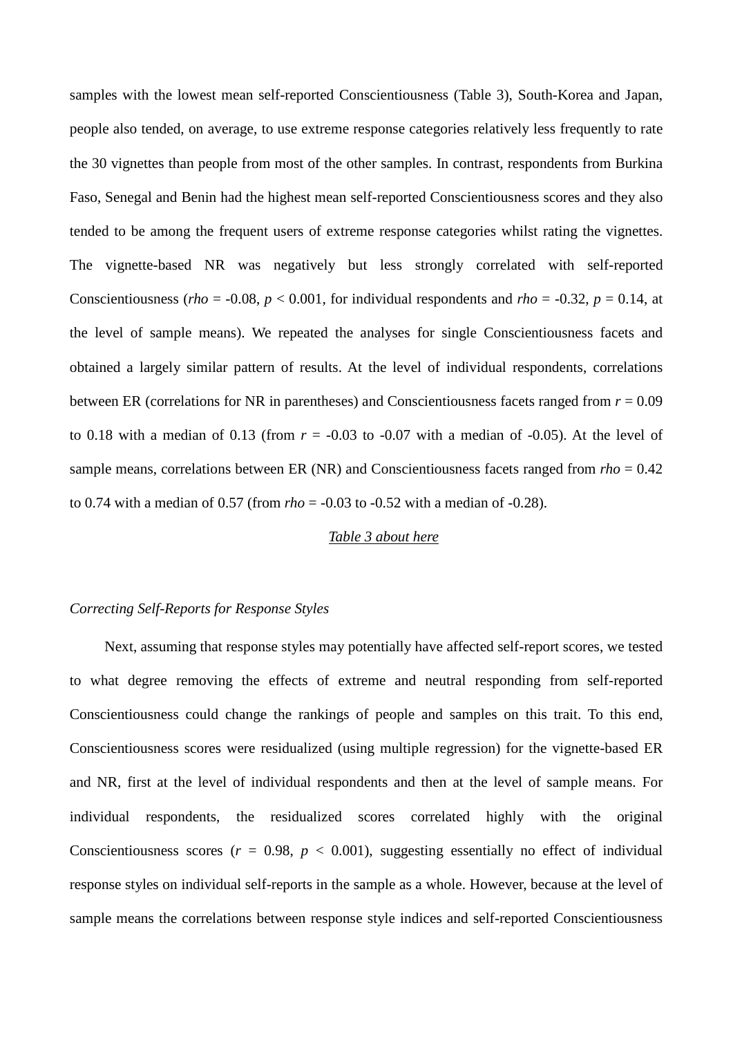samples with the lowest mean self-reported Conscientiousness (Table 3), South-Korea and Japan, people also tended, on average, to use extreme response categories relatively less frequently to rate the 30 vignettes than people from most of the other samples. In contrast, respondents from Burkina Faso, Senegal and Benin had the highest mean self-reported Conscientiousness scores and they also tended to be among the frequent users of extreme response categories whilst rating the vignettes. The vignette-based NR was negatively but less strongly correlated with self-reported Conscientiousness (*rho* = -0.08, $p < 0.001$, for individual respondents and *rho* = -0.32, $p = 0.14$, at the level of sample means). We repeated the analyses for single Conscientiousness facets and obtained a largely similar pattern of results. At the level of individual respondents, correlations between ER (correlations for NR in parentheses) and Conscientiousness facets ranged from $r = 0.09$ to 0.18 with a median of 0.13 (from $r = -0.03$ to -0.07 with a median of -0.05). At the level of sample means, correlations between ER (NR) and Conscientiousness facets ranged from *rho* = 0.42 to 0.74 with a median of 0.57 (from *rho* = -0.03 to -0.52 with a median of -0.28).

<u>*Table 3 about here*</u>

*Correcting Self-Reports for Response Styles*

Next, assuming that response styles may potentially have affected self-report scores, we tested to what degree removing the effects of extreme and neutral responding from self-reported Conscientiousness could change the rankings of people and samples on this trait. To this end, Conscientiousness scores were residualized (using multiple regression) for the vignette-based ER and NR, first at the level of individual respondents and then at the level of sample means. For individual respondents, the residualized scores correlated highly with the original Conscientiousness scores ($r = 0.98$, $p < 0.001$), suggesting essentially no effect of individual response styles on individual self-reports in the sample as a whole. However, because at the level of sample means the correlations between response style indices and self-reported Conscientiousness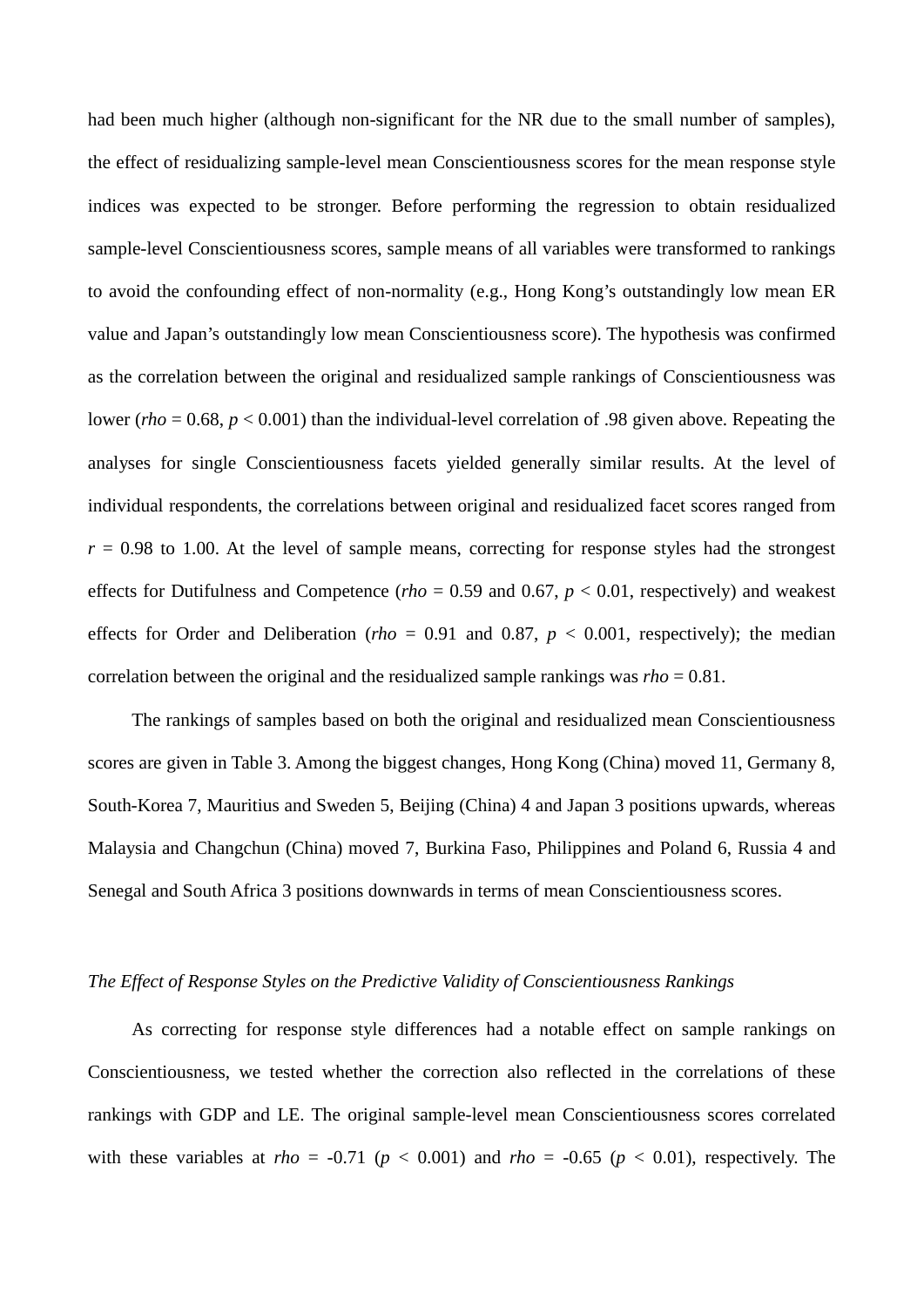had been much higher (although non-significant for the NR due to the small number of samples), the effect of residualizing sample-level mean Conscientiousness scores for the mean response style indices was expected to be stronger. Before performing the regression to obtain residualized sample-level Conscientiousness scores, sample means of all variables were transformed to rankings to avoid the confounding effect of non-normality (e.g., Hong Kong's outstandingly low mean ER value and Japan's outstandingly low mean Conscientiousness score). The hypothesis was confirmed as the correlation between the original and residualized sample rankings of Conscientiousness was lower (*rho* = 0.68, $p < 0.001$) than the individual-level correlation of .98 given above. Repeating the analyses for single Conscientiousness facets yielded generally similar results. At the level of individual respondents, the correlations between original and residualized facet scores ranged from $r = 0.98$ to 1.00. At the level of sample means, correcting for response styles had the strongest effects for Dutifulness and Competence (*rho* = 0.59 and 0.67, $p < 0.01$, respectively) and weakest effects for Order and Deliberation (*rho* = 0.91 and 0.87, $p < 0.001$, respectively); the median correlation between the original and the residualized sample rankings was *rho* = 0.81.

The rankings of samples based on both the original and residualized mean Conscientiousness scores are given in Table 3. Among the biggest changes, Hong Kong (China) moved 11, Germany 8, South-Korea 7, Mauritius and Sweden 5, Beijing (China) 4 and Japan 3 positions upwards, whereas Malaysia and Changchun (China) moved 7, Burkina Faso, Philippines and Poland 6, Russia 4 and Senegal and South Africa 3 positions downwards in terms of mean Conscientiousness scores.

*The Effect of Response Styles on the Predictive Validity of Conscientiousness Rankings*

As correcting for response style differences had a notable effect on sample rankings on Conscientiousness, we tested whether the correction also reflected in the correlations of these rankings with GDP and LE. The original sample-level mean Conscientiousness scores correlated with these variables at *rho* = -0.71 ($p < 0.001$) and *rho* = -0.65 ($p < 0.01$), respectively. The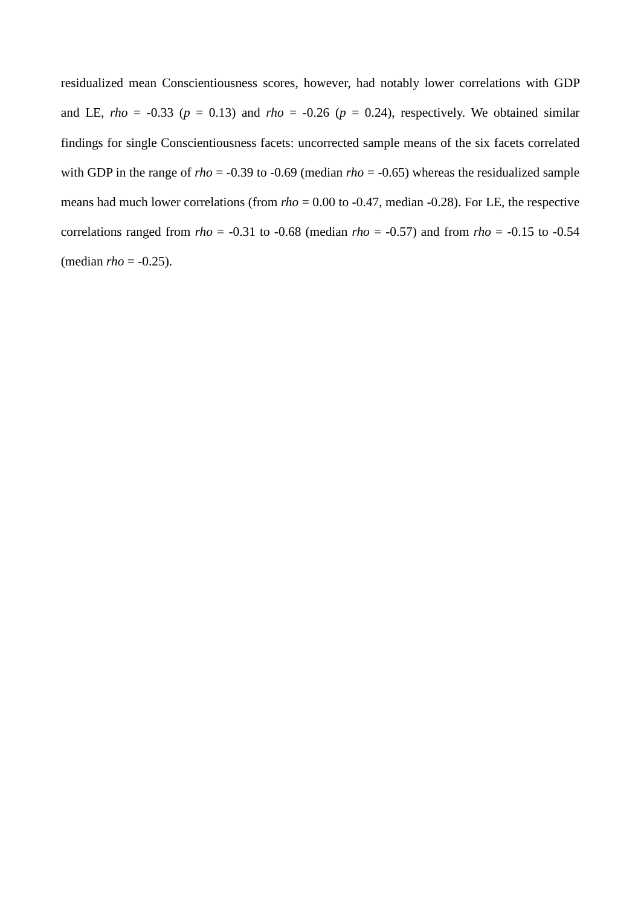residualized mean Conscientiousness scores, however, had notably lower correlations with GDP and LE, *rho* = -0.33 ($p$ = 0.13) and *rho* = -0.26 ($p$ = 0.24), respectively. We obtained similar findings for single Conscientiousness facets: uncorrected sample means of the six facets correlated with GDP in the range of *rho* = -0.39 to -0.69 (median *rho* = -0.65) whereas the residualized sample means had much lower correlations (from *rho* = 0.00 to -0.47, median -0.28). For LE, the respective correlations ranged from *rho* = -0.31 to -0.68 (median *rho* = -0.57) and from *rho* = -0.15 to -0.54 (median *rho* = -0.25).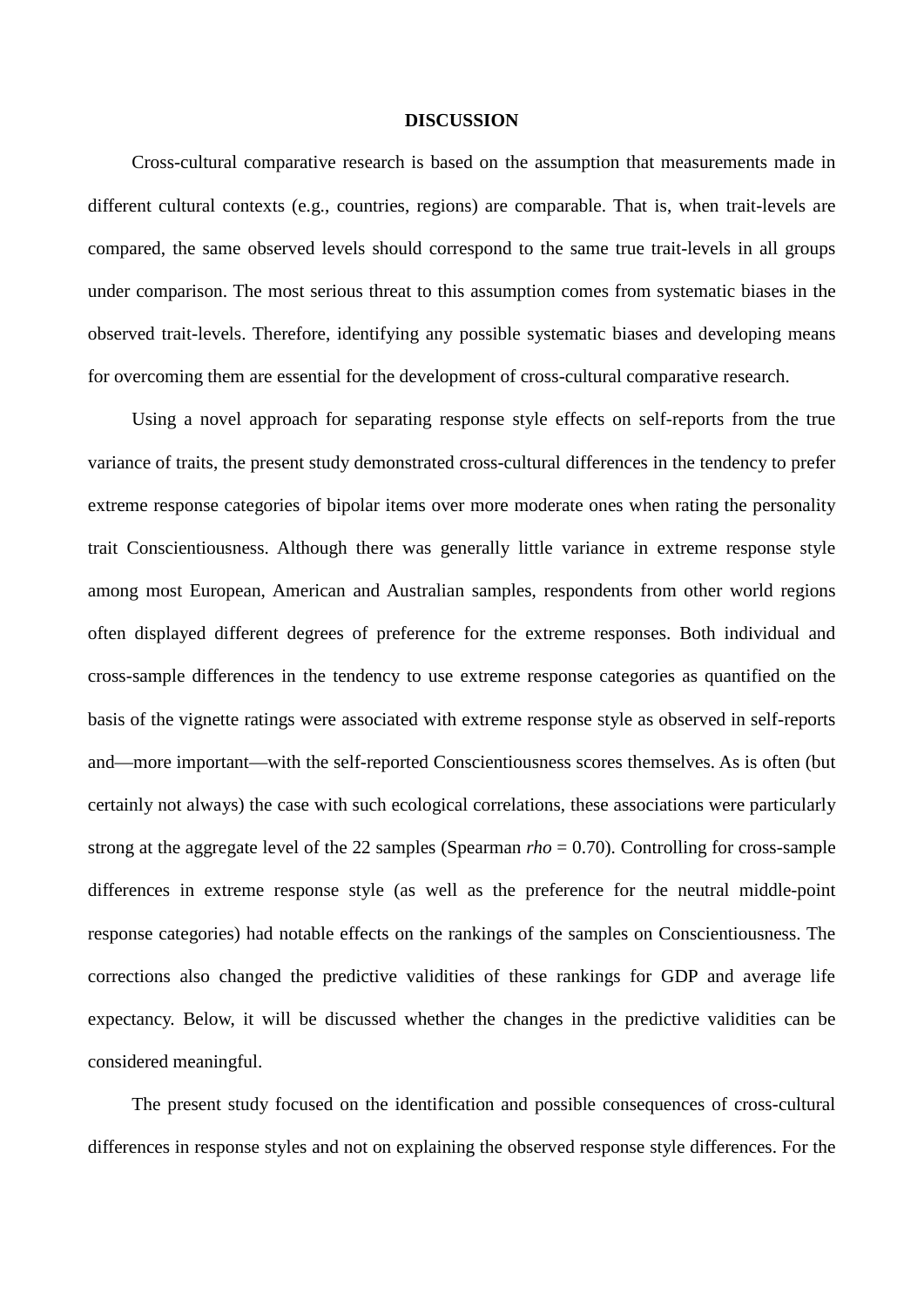## DISCUSSION

Cross-cultural comparative research is based on the assumption that measurements made in different cultural contexts (e.g., countries, regions) are comparable. That is, when trait-levels are compared, the same observed levels should correspond to the same true trait-levels in all groups under comparison. The most serious threat to this assumption comes from systematic biases in the observed trait-levels. Therefore, identifying any possible systematic biases and developing means for overcoming them are essential for the development of cross-cultural comparative research.

Using a novel approach for separating response style effects on self-reports from the true variance of traits, the present study demonstrated cross-cultural differences in the tendency to prefer extreme response categories of bipolar items over more moderate ones when rating the personality trait Conscientiousness. Although there was generally little variance in extreme response style among most European, American and Australian samples, respondents from other world regions often displayed different degrees of preference for the extreme responses. Both individual and cross-sample differences in the tendency to use extreme response categories as quantified on the basis of the vignette ratings were associated with extreme response style as observed in self-reports and—more important—with the self-reported Conscientiousness scores themselves. As is often (but certainly not always) the case with such ecological correlations, these associations were particularly strong at the aggregate level of the 22 samples (Spearman *rho* = 0.70). Controlling for cross-sample differences in extreme response style (as well as the preference for the neutral middle-point response categories) had notable effects on the rankings of the samples on Conscientiousness. The corrections also changed the predictive validities of these rankings for GDP and average life expectancy. Below, it will be discussed whether the changes in the predictive validities can be considered meaningful.

The present study focused on the identification and possible consequences of cross-cultural differences in response styles and not on explaining the observed response style differences. For the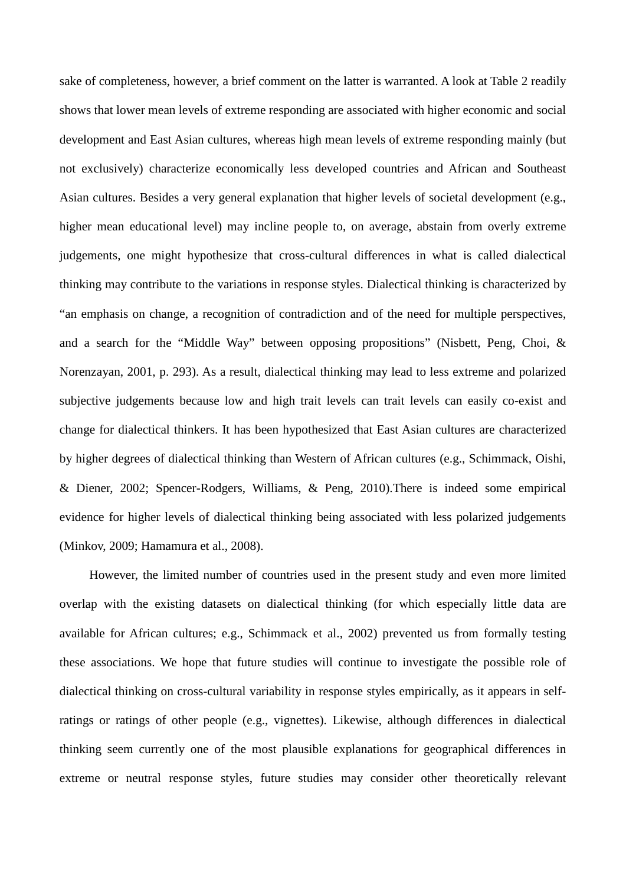sake of completeness, however, a brief comment on the latter is warranted. A look at Table 2 readily shows that lower mean levels of extreme responding are associated with higher economic and social development and East Asian cultures, whereas high mean levels of extreme responding mainly (but not exclusively) characterize economically less developed countries and African and Southeast Asian cultures. Besides a very general explanation that higher levels of societal development (e.g., higher mean educational level) may incline people to, on average, abstain from overly extreme judgements, one might hypothesize that cross-cultural differences in what is called dialectical thinking may contribute to the variations in response styles. Dialectical thinking is characterized by "an emphasis on change, a recognition of contradiction and of the need for multiple perspectives, and a search for the "Middle Way" between opposing propositions" (Nisbett, Peng, Choi, & Norenzayan, 2001, p. 293). As a result, dialectical thinking may lead to less extreme and polarized subjective judgements because low and high trait levels can trait levels can easily co-exist and change for dialectical thinkers. It has been hypothesized that East Asian cultures are characterized by higher degrees of dialectical thinking than Western of African cultures (e.g., Schimmack, Oishi, & Diener, 2002; Spencer-Rodgers, Williams, & Peng, 2010).There is indeed some empirical evidence for higher levels of dialectical thinking being associated with less polarized judgements (Minkov, 2009; Hamamura et al., 2008).

However, the limited number of countries used in the present study and even more limited overlap with the existing datasets on dialectical thinking (for which especially little data are available for African cultures; e.g., Schimmack et al., 2002) prevented us from formally testing these associations. We hope that future studies will continue to investigate the possible role of dialectical thinking on cross-cultural variability in response styles empirically, as it appears in self-ratings or ratings of other people (e.g., vignettes). Likewise, although differences in dialectical thinking seem currently one of the most plausible explanations for geographical differences in extreme or neutral response styles, future studies may consider other theoretically relevant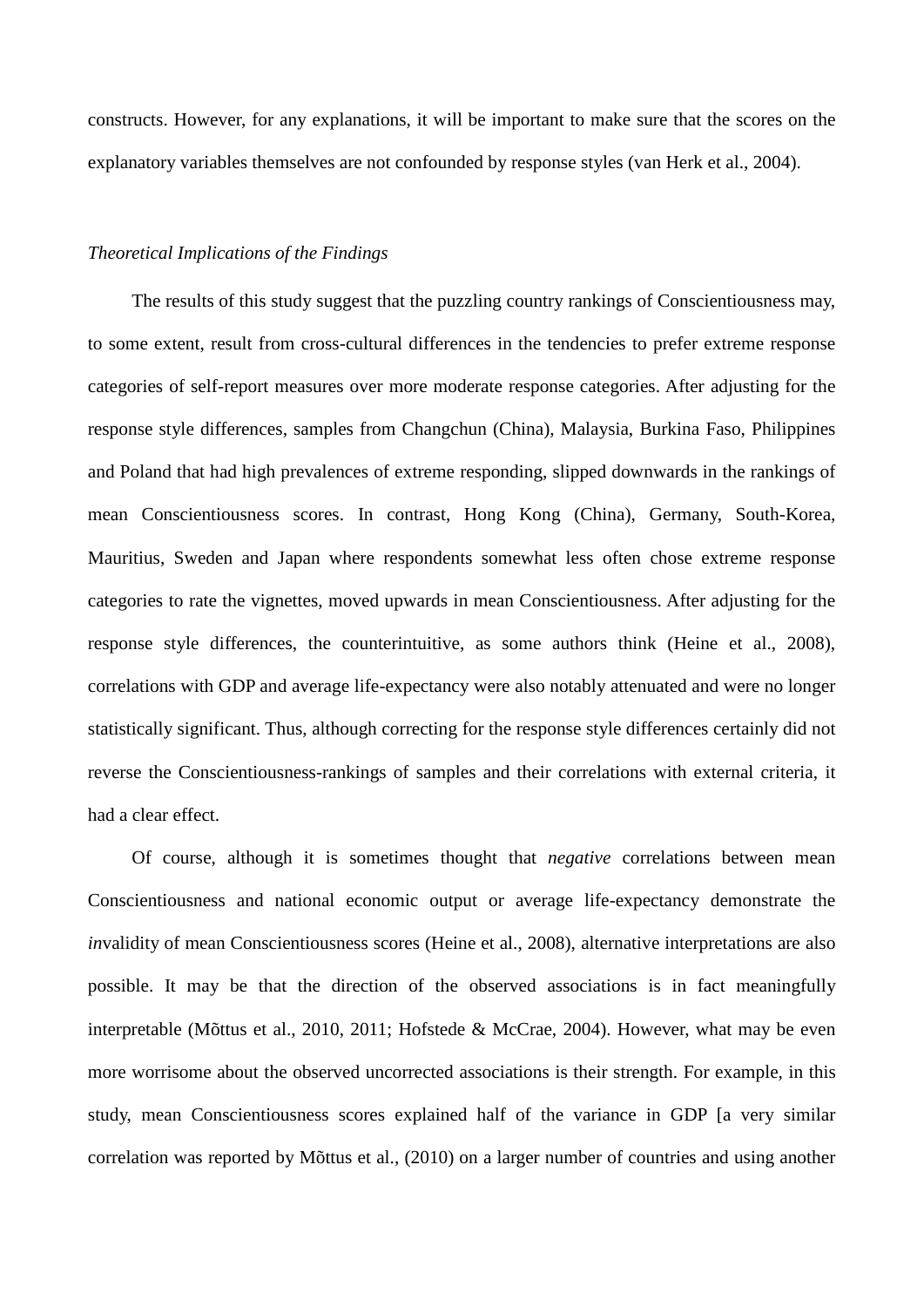constructs. However, for any explanations, it will be important to make sure that the scores on the explanatory variables themselves are not confounded by response styles (van Herk et al., 2004).

*Theoretical Implications of the Findings*

The results of this study suggest that the puzzling country rankings of Conscientiousness may, to some extent, result from cross-cultural differences in the tendencies to prefer extreme response categories of self-report measures over more moderate response categories. After adjusting for the response style differences, samples from Changchun (China), Malaysia, Burkina Faso, Philippines and Poland that had high prevalences of extreme responding, slipped downwards in the rankings of mean Conscientiousness scores. In contrast, Hong Kong (China), Germany, South-Korea, Mauritius, Sweden and Japan where respondents somewhat less often chose extreme response categories to rate the vignettes, moved upwards in mean Conscientiousness. After adjusting for the response style differences, the counterintuitive, as some authors think (Heine et al., 2008), correlations with GDP and average life-expectancy were also notably attenuated and were no longer statistically significant. Thus, although correcting for the response style differences certainly did not reverse the Conscientiousness-rankings of samples and their correlations with external criteria, it had a clear effect.

Of course, although it is sometimes thought that *negative* correlations between mean Conscientiousness and national economic output or average life-expectancy demonstrate the *in*validity of mean Conscientiousness scores (Heine et al., 2008), alternative interpretations are also possible. It may be that the direction of the observed associations is in fact meaningfully interpretable (Mõttus et al., 2010, 2011; Hofstede & McCrae, 2004). However, what may be even more worrisome about the observed uncorrected associations is their strength. For example, in this study, mean Conscientiousness scores explained half of the variance in GDP [a very similar correlation was reported by Mõttus et al., (2010) on a larger number of countries and using another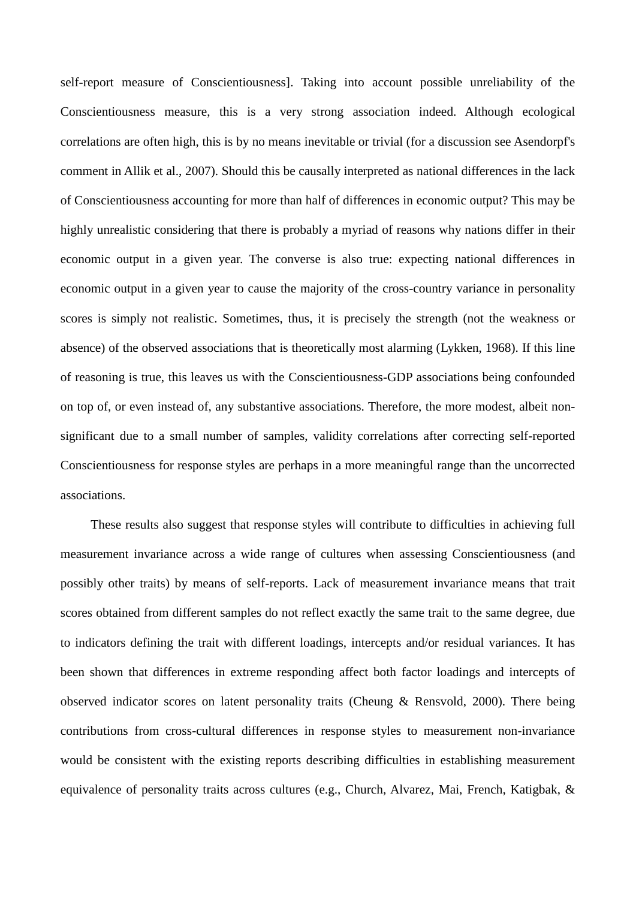self-report measure of Conscientiousness]. Taking into account possible unreliability of the Conscientiousness measure, this is a very strong association indeed. Although ecological correlations are often high, this is by no means inevitable or trivial (for a discussion see Asendorpf's comment in Allik et al., 2007). Should this be causally interpreted as national differences in the lack of Conscientiousness accounting for more than half of differences in economic output? This may be highly unrealistic considering that there is probably a myriad of reasons why nations differ in their economic output in a given year. The converse is also true: expecting national differences in economic output in a given year to cause the majority of the cross-country variance in personality scores is simply not realistic. Sometimes, thus, it is precisely the strength (not the weakness or absence) of the observed associations that is theoretically most alarming (Lykken, 1968). If this line of reasoning is true, this leaves us with the Conscientiousness-GDP associations being confounded on top of, or even instead of, any substantive associations. Therefore, the more modest, albeit non-significant due to a small number of samples, validity correlations after correcting self-reported Conscientiousness for response styles are perhaps in a more meaningful range than the uncorrected associations.

These results also suggest that response styles will contribute to difficulties in achieving full measurement invariance across a wide range of cultures when assessing Conscientiousness (and possibly other traits) by means of self-reports. Lack of measurement invariance means that trait scores obtained from different samples do not reflect exactly the same trait to the same degree, due to indicators defining the trait with different loadings, intercepts and/or residual variances. It has been shown that differences in extreme responding affect both factor loadings and intercepts of observed indicator scores on latent personality traits (Cheung & Rensvold, 2000). There being contributions from cross-cultural differences in response styles to measurement non-invariance would be consistent with the existing reports describing difficulties in establishing measurement equivalence of personality traits across cultures (e.g., Church, Alvarez, Mai, French, Katigbak, &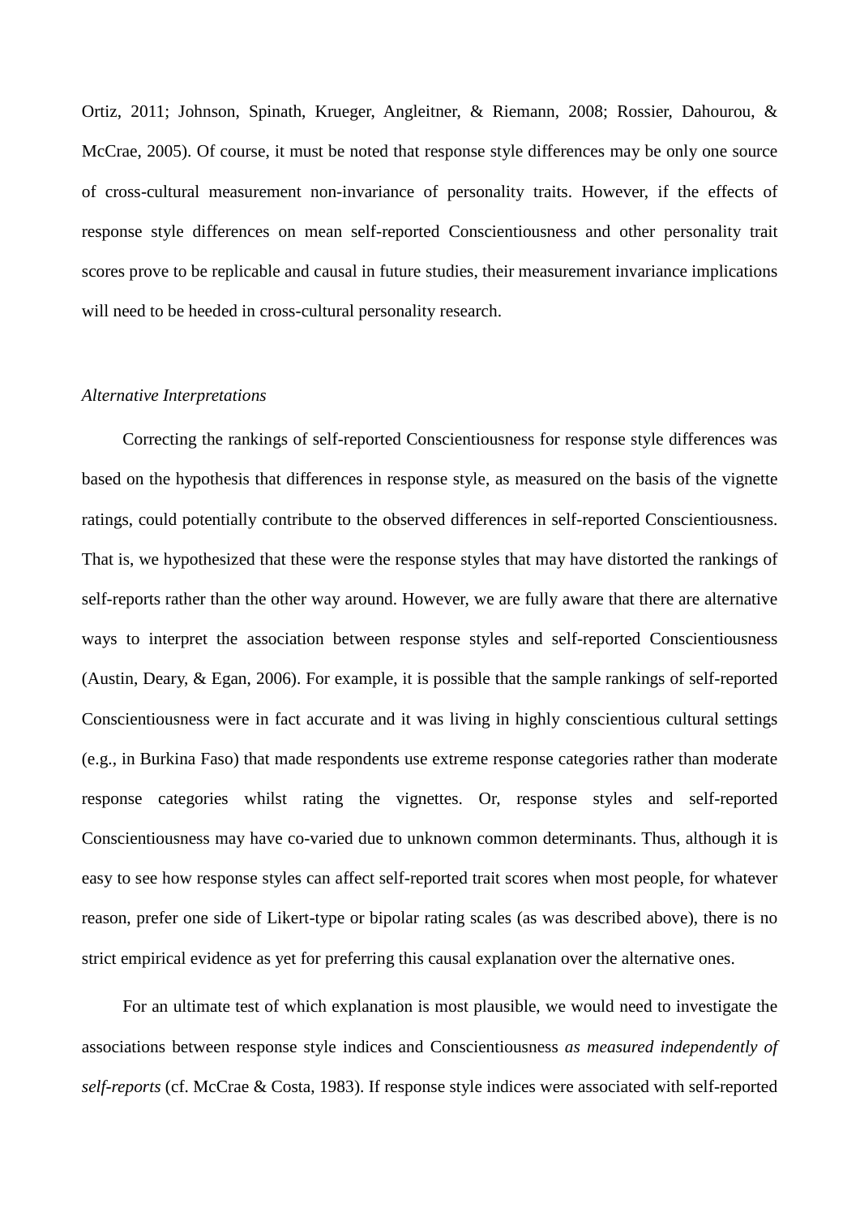Ortiz, 2011; Johnson, Spinath, Krueger, Angleitner, & Riemann, 2008; Rossier, Dahourou, & McCrae, 2005). Of course, it must be noted that response style differences may be only one source of cross-cultural measurement non-invariance of personality traits. However, if the effects of response style differences on mean self-reported Conscientiousness and other personality trait scores prove to be replicable and causal in future studies, their measurement invariance implications will need to be heeded in cross-cultural personality research.

*Alternative Interpretations*

Correcting the rankings of self-reported Conscientiousness for response style differences was based on the hypothesis that differences in response style, as measured on the basis of the vignette ratings, could potentially contribute to the observed differences in self-reported Conscientiousness. That is, we hypothesized that these were the response styles that may have distorted the rankings of self-reports rather than the other way around. However, we are fully aware that there are alternative ways to interpret the association between response styles and self-reported Conscientiousness (Austin, Deary, & Egan, 2006). For example, it is possible that the sample rankings of self-reported Conscientiousness were in fact accurate and it was living in highly conscientious cultural settings (e.g., in Burkina Faso) that made respondents use extreme response categories rather than moderate response categories whilst rating the vignettes. Or, response styles and self-reported Conscientiousness may have co-varied due to unknown common determinants. Thus, although it is easy to see how response styles can affect self-reported trait scores when most people, for whatever reason, prefer one side of Likert-type or bipolar rating scales (as was described above), there is no strict empirical evidence as yet for preferring this causal explanation over the alternative ones.

For an ultimate test of which explanation is most plausible, we would need to investigate the associations between response style indices and Conscientiousness *as measured independently of self-reports* (cf. McCrae & Costa, 1983). If response style indices were associated with self-reported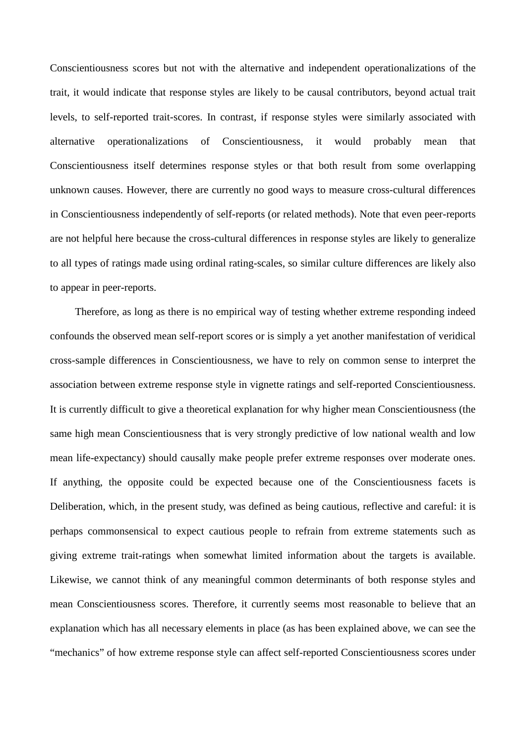Conscientiousness scores but not with the alternative and independent operationalizations of the trait, it would indicate that response styles are likely to be causal contributors, beyond actual trait levels, to self-reported trait-scores. In contrast, if response styles were similarly associated with alternative operationalizations of Conscientiousness, it would probably mean that Conscientiousness itself determines response styles or that both result from some overlapping unknown causes. However, there are currently no good ways to measure cross-cultural differences in Conscientiousness independently of self-reports (or related methods). Note that even peer-reports are not helpful here because the cross-cultural differences in response styles are likely to generalize to all types of ratings made using ordinal rating-scales, so similar culture differences are likely also to appear in peer-reports.

Therefore, as long as there is no empirical way of testing whether extreme responding indeed confounds the observed mean self-report scores or is simply a yet another manifestation of veridical cross-sample differences in Conscientiousness, we have to rely on common sense to interpret the association between extreme response style in vignette ratings and self-reported Conscientiousness. It is currently difficult to give a theoretical explanation for why higher mean Conscientiousness (the same high mean Conscientiousness that is very strongly predictive of low national wealth and low mean life-expectancy) should causally make people prefer extreme responses over moderate ones. If anything, the opposite could be expected because one of the Conscientiousness facets is Deliberation, which, in the present study, was defined as being cautious, reflective and careful: it is perhaps commonsensical to expect cautious people to refrain from extreme statements such as giving extreme trait-ratings when somewhat limited information about the targets is available. Likewise, we cannot think of any meaningful common determinants of both response styles and mean Conscientiousness scores. Therefore, it currently seems most reasonable to believe that an explanation which has all necessary elements in place (as has been explained above, we can see the "mechanics" of how extreme response style can affect self-reported Conscientiousness scores under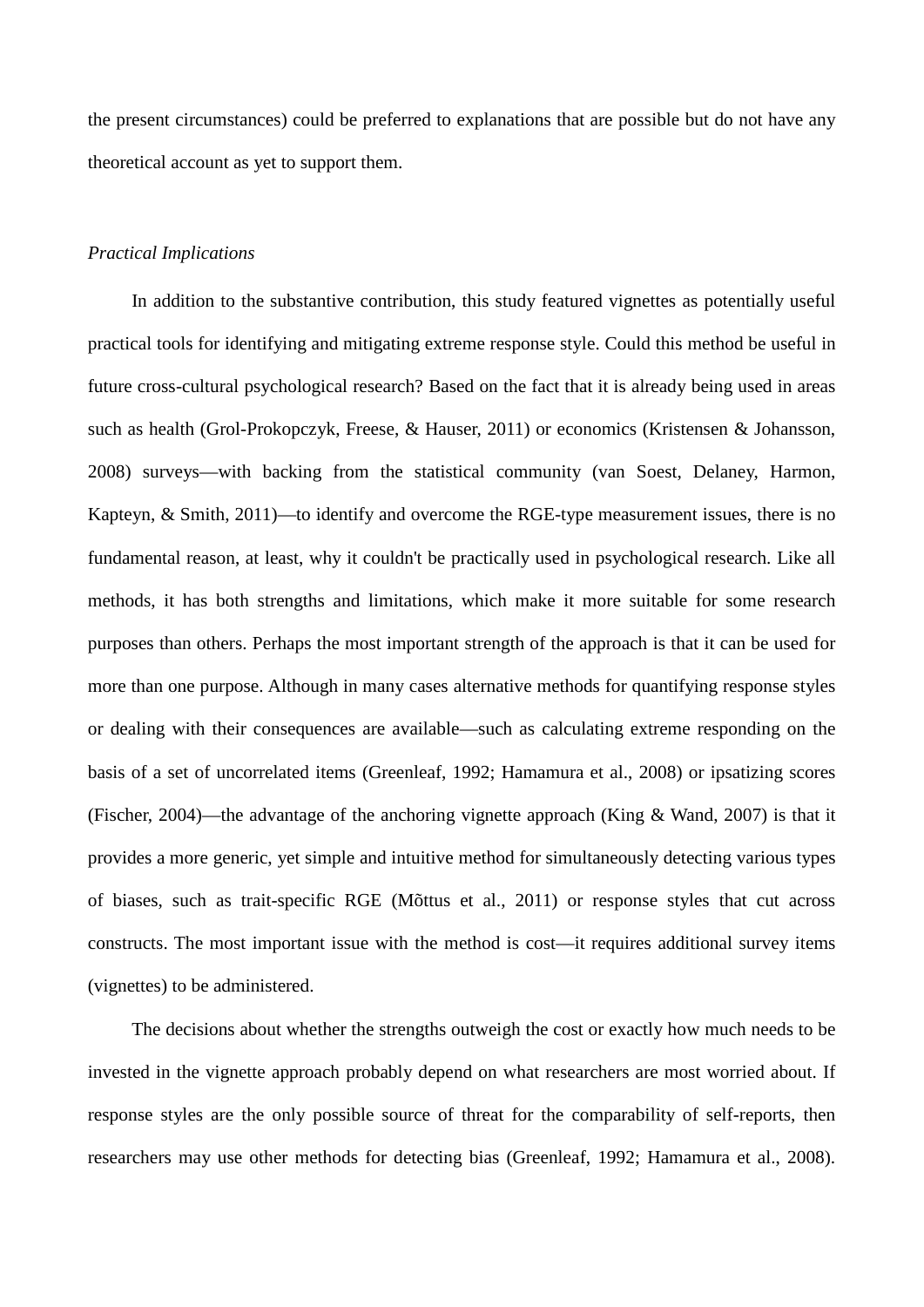the present circumstances) could be preferred to explanations that are possible but do not have any theoretical account as yet to support them.

### *Practical Implications*

In addition to the substantive contribution, this study featured vignettes as potentially useful practical tools for identifying and mitigating extreme response style. Could this method be useful in future cross-cultural psychological research? Based on the fact that it is already being used in areas such as health (Grol-Prokopczyk, Freese, & Hauser, 2011) or economics (Kristensen & Johansson, 2008) surveys—with backing from the statistical community (van Soest, Delaney, Harmon, Kapteyn, & Smith, 2011)—to identify and overcome the RGE-type measurement issues, there is no fundamental reason, at least, why it couldn't be practically used in psychological research. Like all methods, it has both strengths and limitations, which make it more suitable for some research purposes than others. Perhaps the most important strength of the approach is that it can be used for more than one purpose. Although in many cases alternative methods for quantifying response styles or dealing with their consequences are available—such as calculating extreme responding on the basis of a set of uncorrelated items (Greenleaf, 1992; Hamamura et al., 2008) or ipsatizing scores (Fischer, 2004)—the advantage of the anchoring vignette approach (King & Wand, 2007) is that it provides a more generic, yet simple and intuitive method for simultaneously detecting various types of biases, such as trait-specific RGE (Mõttus et al., 2011) or response styles that cut across constructs. The most important issue with the method is cost—it requires additional survey items (vignettes) to be administered.

The decisions about whether the strengths outweigh the cost or exactly how much needs to be invested in the vignette approach probably depend on what researchers are most worried about. If response styles are the only possible source of threat for the comparability of self-reports, then researchers may use other methods for detecting bias (Greenleaf, 1992; Hamamura et al., 2008).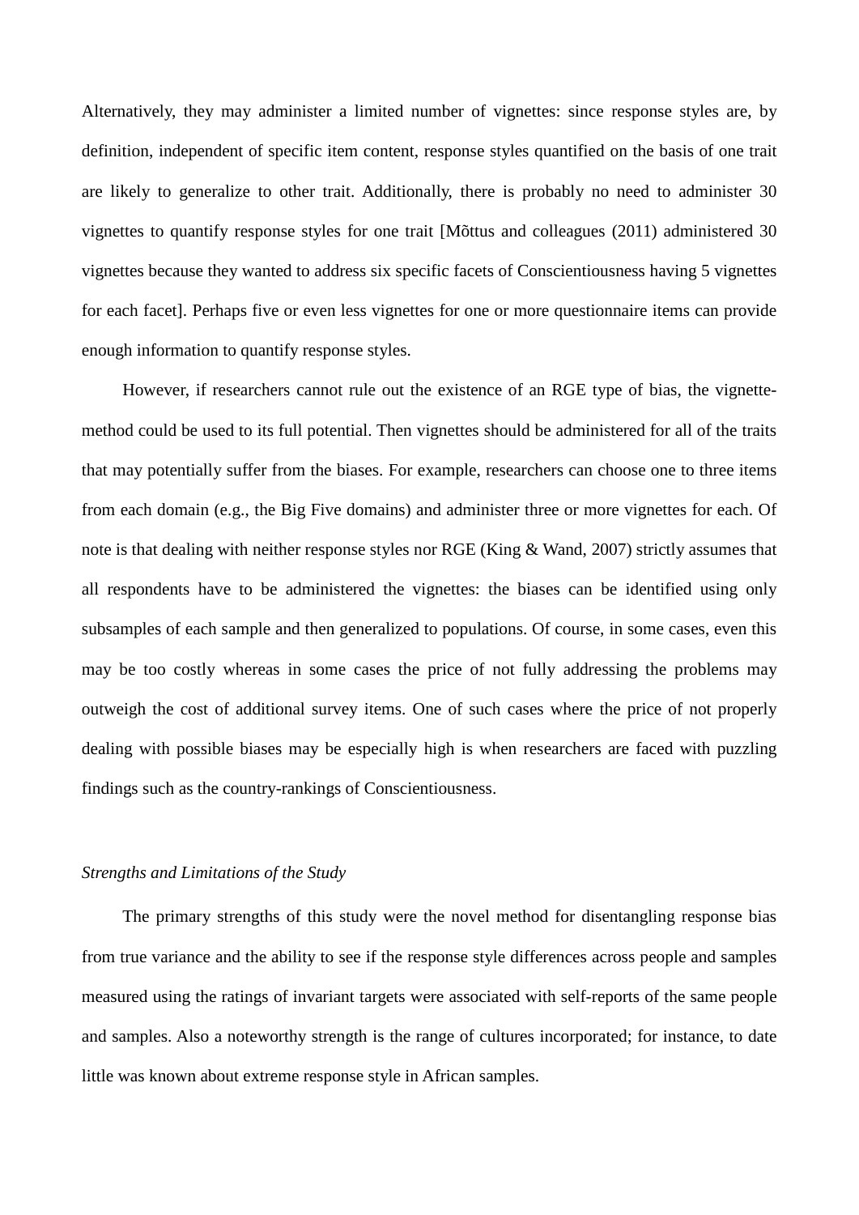Alternatively, they may administer a limited number of vignettes: since response styles are, by definition, independent of specific item content, response styles quantified on the basis of one trait are likely to generalize to other trait. Additionally, there is probably no need to administer 30 vignettes to quantify response styles for one trait [Mõttus and colleagues (2011) administered 30 vignettes because they wanted to address six specific facets of Conscientiousness having 5 vignettes for each facet]. Perhaps five or even less vignettes for one or more questionnaire items can provide enough information to quantify response styles.

However, if researchers cannot rule out the existence of an RGE type of bias, the vignette-method could be used to its full potential. Then vignettes should be administered for all of the traits that may potentially suffer from the biases. For example, researchers can choose one to three items from each domain (e.g., the Big Five domains) and administer three or more vignettes for each. Of note is that dealing with neither response styles nor RGE (King & Wand, 2007) strictly assumes that all respondents have to be administered the vignettes: the biases can be identified using only subsamples of each sample and then generalized to populations. Of course, in some cases, even this may be too costly whereas in some cases the price of not fully addressing the problems may outweigh the cost of additional survey items. One of such cases where the price of not properly dealing with possible biases may be especially high is when researchers are faced with puzzling findings such as the country-rankings of Conscientiousness.

### *Strengths and Limitations of the Study*

The primary strengths of this study were the novel method for disentangling response bias from true variance and the ability to see if the response style differences across people and samples measured using the ratings of invariant targets were associated with self-reports of the same people and samples. Also a noteworthy strength is the range of cultures incorporated; for instance, to date little was known about extreme response style in African samples.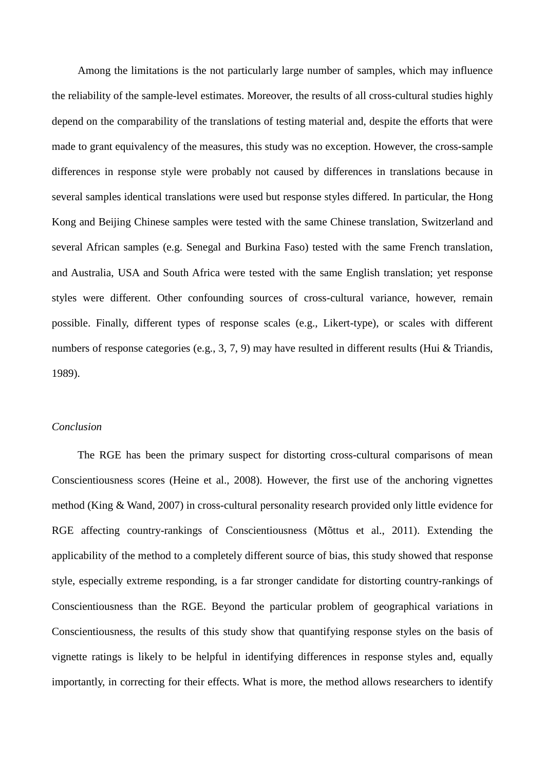Among the limitations is the not particularly large number of samples, which may influence the reliability of the sample-level estimates. Moreover, the results of all cross-cultural studies highly depend on the comparability of the translations of testing material and, despite the efforts that were made to grant equivalency of the measures, this study was no exception. However, the cross-sample differences in response style were probably not caused by differences in translations because in several samples identical translations were used but response styles differed. In particular, the Hong Kong and Beijing Chinese samples were tested with the same Chinese translation, Switzerland and several African samples (e.g. Senegal and Burkina Faso) tested with the same French translation, and Australia, USA and South Africa were tested with the same English translation; yet response styles were different. Other confounding sources of cross-cultural variance, however, remain possible. Finally, different types of response scales (e.g., Likert-type), or scales with different numbers of response categories (e.g., 3, 7, 9) may have resulted in different results (Hui & Triandis, 1989).

*Conclusion*

The RGE has been the primary suspect for distorting cross-cultural comparisons of mean Conscientiousness scores (Heine et al., 2008). However, the first use of the anchoring vignettes method (King & Wand, 2007) in cross-cultural personality research provided only little evidence for RGE affecting country-rankings of Conscientiousness (Mõttus et al., 2011). Extending the applicability of the method to a completely different source of bias, this study showed that response style, especially extreme responding, is a far stronger candidate for distorting country-rankings of Conscientiousness than the RGE. Beyond the particular problem of geographical variations in Conscientiousness, the results of this study show that quantifying response styles on the basis of vignette ratings is likely to be helpful in identifying differences in response styles and, equally importantly, in correcting for their effects. What is more, the method allows researchers to identify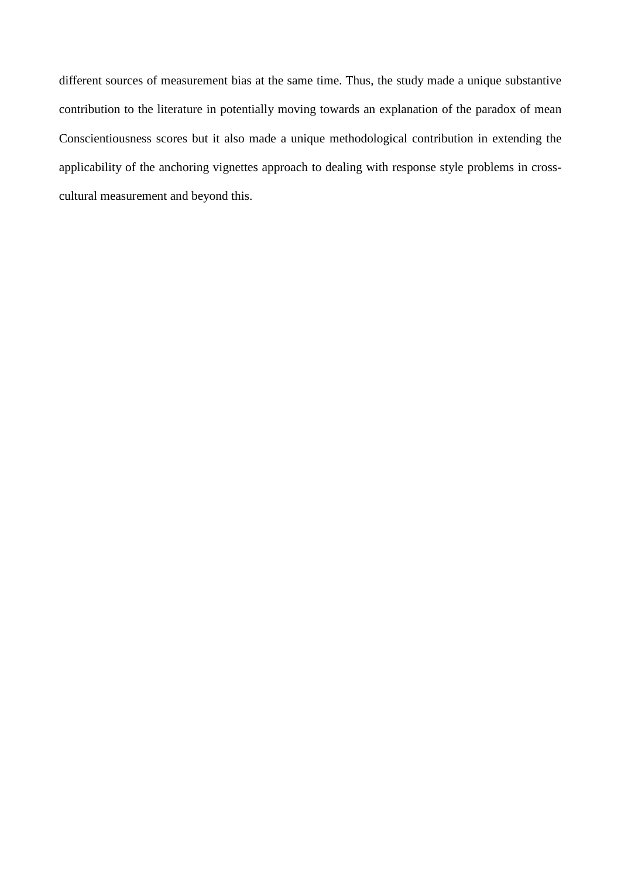different sources of measurement bias at the same time. Thus, the study made a unique substantive contribution to the literature in potentially moving towards an explanation of the paradox of mean Conscientiousness scores but it also made a unique methodological contribution in extending the applicability of the anchoring vignettes approach to dealing with response style problems in cross-cultural measurement and beyond this.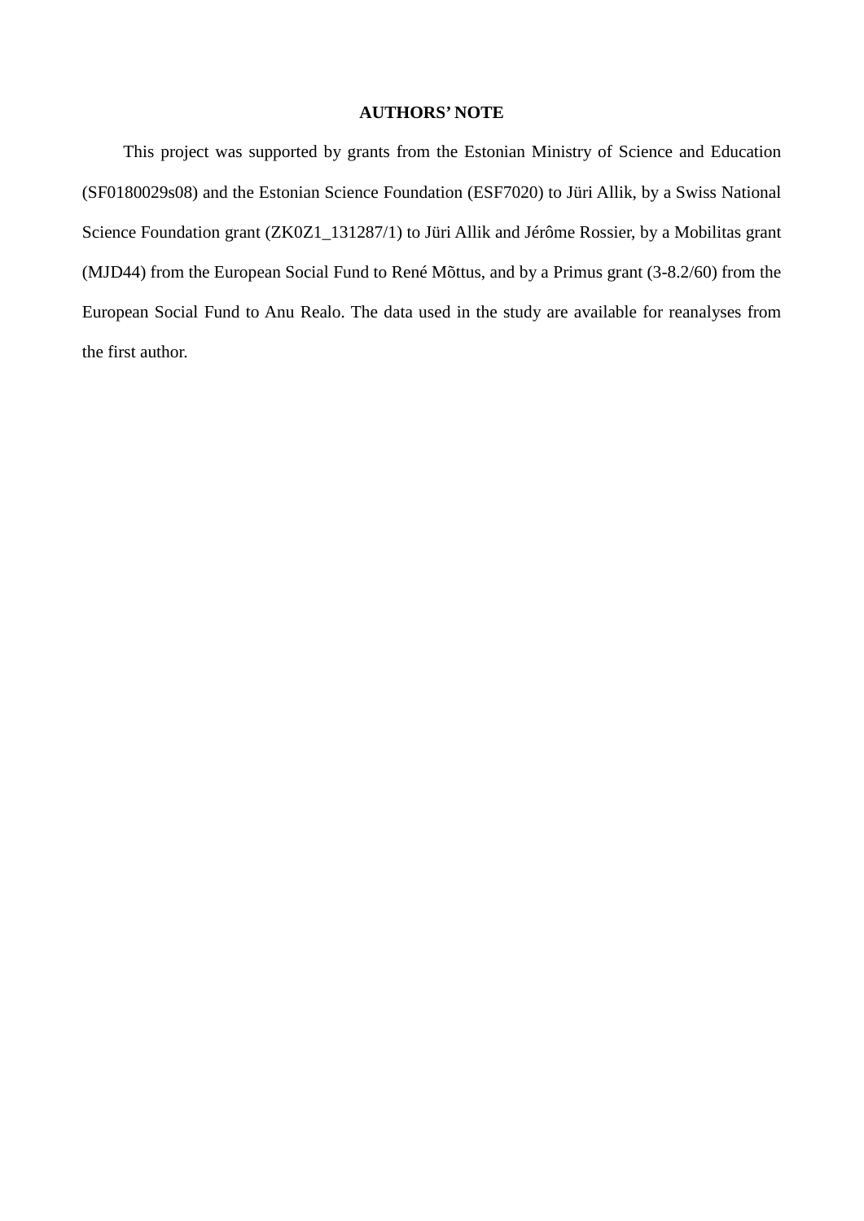**AUTHORS' NOTE**

This project was supported by grants from the Estonian Ministry of Science and Education (SF0180029s08) and the Estonian Science Foundation (ESF7020) to Jüri Allik, by a Swiss National Science Foundation grant (ZK0Z1_131287/1) to Jüri Allik and Jérôme Rossier, by a Mobilitas grant (MJD44) from the European Social Fund to René Mõttus, and by a Primus grant (3-8.2/60) from the European Social Fund to Anu Realo. The data used in the study are available for reanalyses from the first author.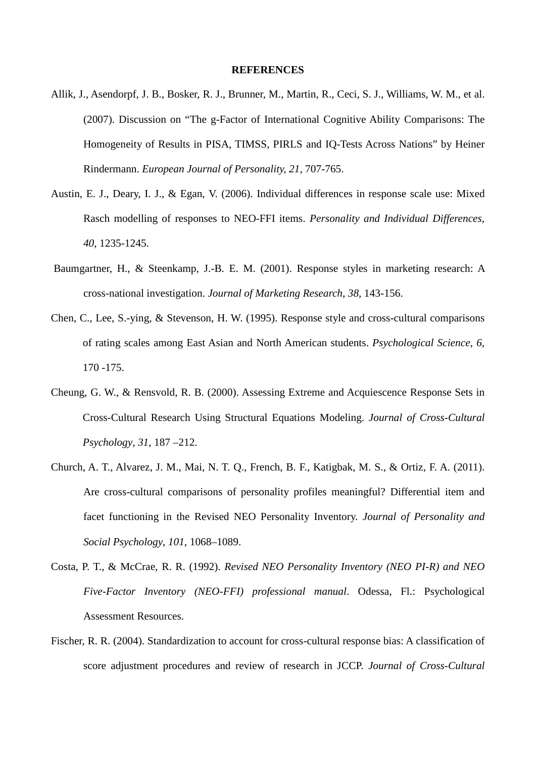**REFERENCES**

Allik, J., Asendorpf, J. B., Bosker, R. J., Brunner, M., Martin, R., Ceci, S. J., Williams, W. M., et al. (2007). Discussion on "The g-Factor of International Cognitive Ability Comparisons: The Homogeneity of Results in PISA, TIMSS, PIRLS and IQ-Tests Across Nations" by Heiner Rindermann. *European Journal of Personality, 21*, 707-765.

Austin, E. J., Deary, I. J., & Egan, V. (2006). Individual differences in response scale use: Mixed Rasch modelling of responses to NEO-FFI items. *Personality and Individual Differences*, *40*, 1235-1245.

Baumgartner, H., & Steenkamp, J.-B. E. M. (2001). Response styles in marketing research: A cross-national investigation. *Journal of Marketing Research*, *38*, 143-156.

Chen, C., Lee, S.-ying, & Stevenson, H. W. (1995). Response style and cross-cultural comparisons of rating scales among East Asian and North American students. *Psychological Science*, *6*, 170 -175.

Cheung, G. W., & Rensvold, R. B. (2000). Assessing Extreme and Acquiescence Response Sets in Cross-Cultural Research Using Structural Equations Modeling. *Journal of Cross-Cultural Psychology*, *31*, 187 –212.

Church, A. T., Alvarez, J. M., Mai, N. T. Q., French, B. F., Katigbak, M. S., & Ortiz, F. A. (2011). Are cross-cultural comparisons of personality profiles meaningful? Differential item and facet functioning in the Revised NEO Personality Inventory. *Journal of Personality and Social Psychology*, *101*, 1068–1089.

Costa, P. T., & McCrae, R. R. (1992). *Revised NEO Personality Inventory (NEO PI-R) and NEO Five-Factor Inventory (NEO-FFI) professional manual*. Odessa, Fl.: Psychological Assessment Resources.

Fischer, R. R. (2004). Standardization to account for cross-cultural response bias: A classification of score adjustment procedures and review of research in JCCP. *Journal of Cross-Cultural*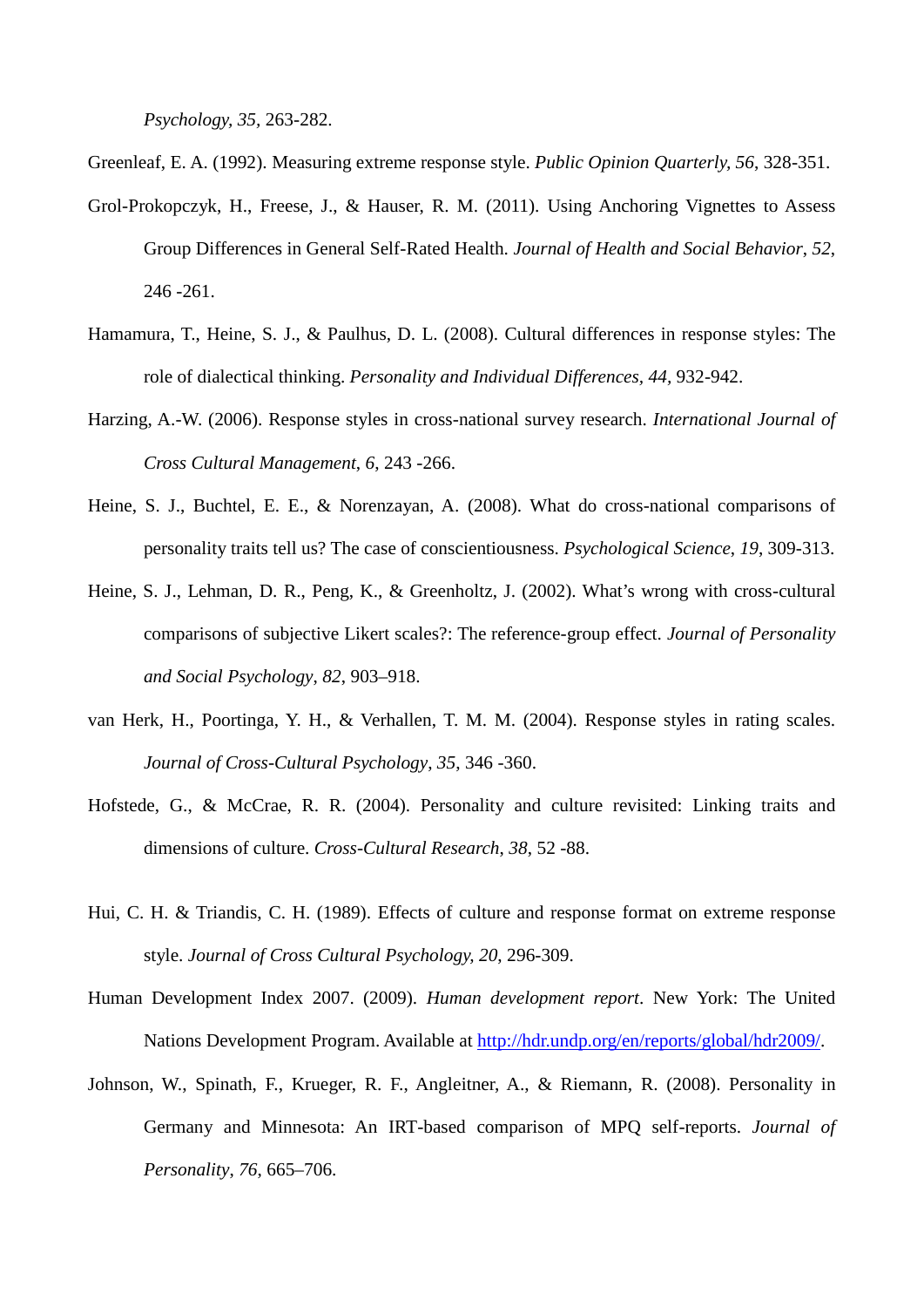*Psychology, 35*, 263-282.

Greenleaf, E. A. (1992). Measuring extreme response style. *Public Opinion Quarterly, 56*, 328-351.

Grol-Prokopczyk, H., Freese, J., & Hauser, R. M. (2011). Using Anchoring Vignettes to Assess Group Differences in General Self-Rated Health. *Journal of Health and Social Behavior*, *52*, 246 -261.

Hamamura, T., Heine, S. J., & Paulhus, D. L. (2008). Cultural differences in response styles: The role of dialectical thinking. *Personality and Individual Differences, 44*, 932-942.

Harzing, A.-W. (2006). Response styles in cross-national survey research. *International Journal of Cross Cultural Management*, *6*, 243 -266.

Heine, S. J., Buchtel, E. E., & Norenzayan, A. (2008). What do cross-national comparisons of personality traits tell us? The case of conscientiousness. *Psychological Science*, *19*, 309-313.

Heine, S. J., Lehman, D. R., Peng, K., & Greenholtz, J. (2002). What's wrong with cross-cultural comparisons of subjective Likert scales?: The reference-group effect. *Journal of Personality and Social Psychology*, *82*, 903–918.

van Herk, H., Poortinga, Y. H., & Verhallen, T. M. M. (2004). Response styles in rating scales. *Journal of Cross-Cultural Psychology*, *35*, 346 -360.

Hofstede, G., & McCrae, R. R. (2004). Personality and culture revisited: Linking traits and dimensions of culture. *Cross-Cultural Research*, *38*, 52 -88.

Hui, C. H. & Triandis, C. H. (1989). Effects of culture and response format on extreme response style. *Journal of Cross Cultural Psychology, 20*, 296-309.

Human Development Index 2007. (2009). *Human development report*. New York: The United Nations Development Program. Available at http://hdr.undp.org/en/reports/global/hdr2009/.

Johnson, W., Spinath, F., Krueger, R. F., Angleitner, A., & Riemann, R. (2008). Personality in Germany and Minnesota: An IRT-based comparison of MPQ self-reports. *Journal of Personality*, *76*, 665–706.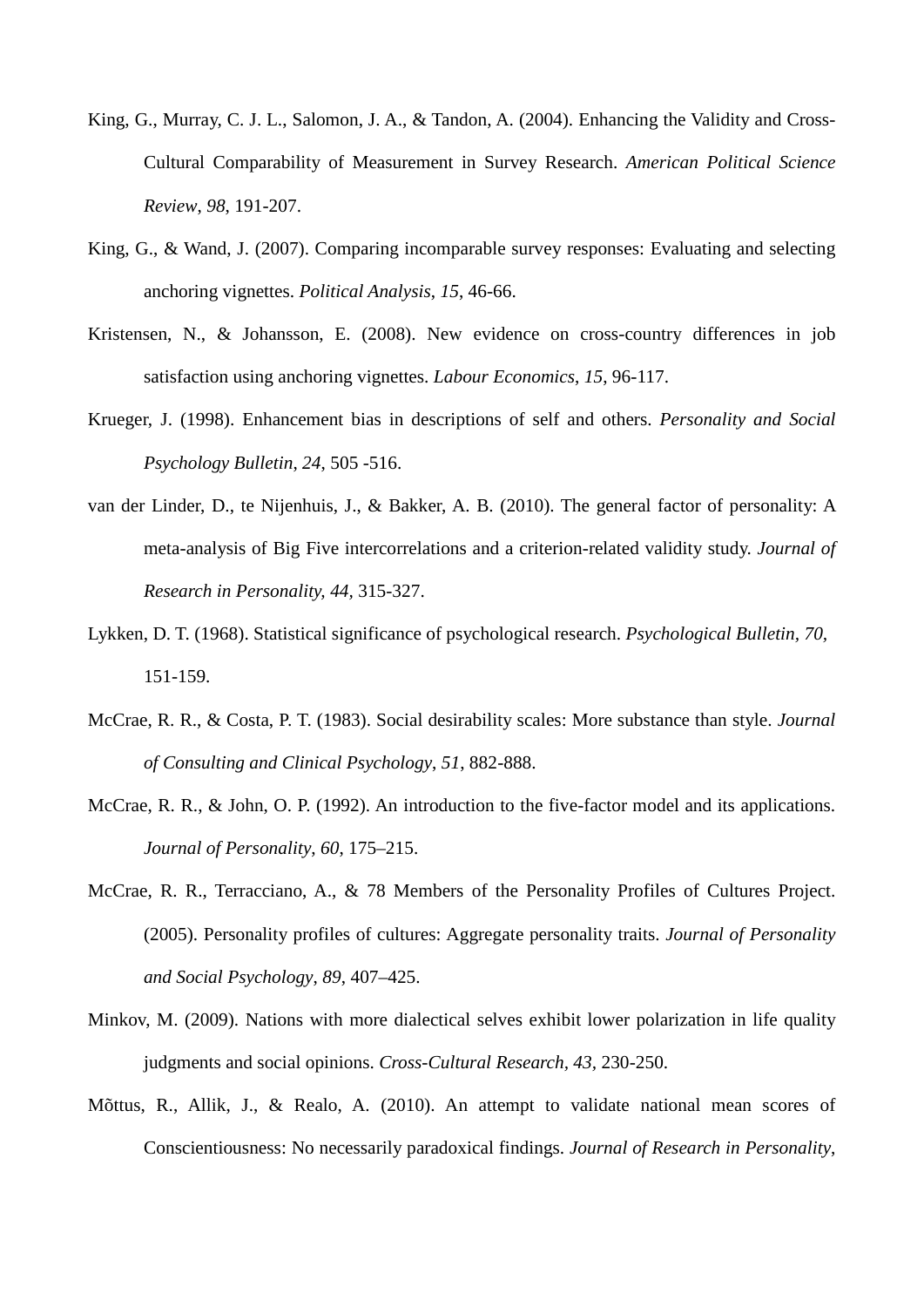King, G., Murray, C. J. L., Salomon, J. A., & Tandon, A. (2004). Enhancing the Validity and Cross-Cultural Comparability of Measurement in Survey Research. *American Political Science Review*, *98*, 191-207.

King, G., & Wand, J. (2007). Comparing incomparable survey responses: Evaluating and selecting anchoring vignettes. *Political Analysis*, *15*, 46-66.

Kristensen, N., & Johansson, E. (2008). New evidence on cross-country differences in job satisfaction using anchoring vignettes. *Labour Economics*, *15*, 96-117.

Krueger, J. (1998). Enhancement bias in descriptions of self and others. *Personality and Social Psychology Bulletin*, *24*, 505 -516.

van der Linder, D., te Nijenhuis, J., & Bakker, A. B. (2010). The general factor of personality: A meta-analysis of Big Five intercorrelations and a criterion-related validity study. *Journal of Research in Personality, 44*, 315-327.

Lykken, D. T. (1968). Statistical significance of psychological research. *Psychological Bulletin, 70*, 151-159.

McCrae, R. R., & Costa, P. T. (1983). Social desirability scales: More substance than style. *Journal of Consulting and Clinical Psychology*, *51*, 882-888.

McCrae, R. R., & John, O. P. (1992). An introduction to the five-factor model and its applications. *Journal of Personality*, *60*, 175–215.

McCrae, R. R., Terracciano, A., & 78 Members of the Personality Profiles of Cultures Project. (2005). Personality profiles of cultures: Aggregate personality traits. *Journal of Personality and Social Psychology*, *89*, 407–425.

Minkov, M. (2009). Nations with more dialectical selves exhibit lower polarization in life quality judgments and social opinions. *Cross-Cultural Research, 43*, 230-250.

Mõttus, R., Allik, J., & Realo, A. (2010). An attempt to validate national mean scores of Conscientiousness: No necessarily paradoxical findings. *Journal of Research in Personality*,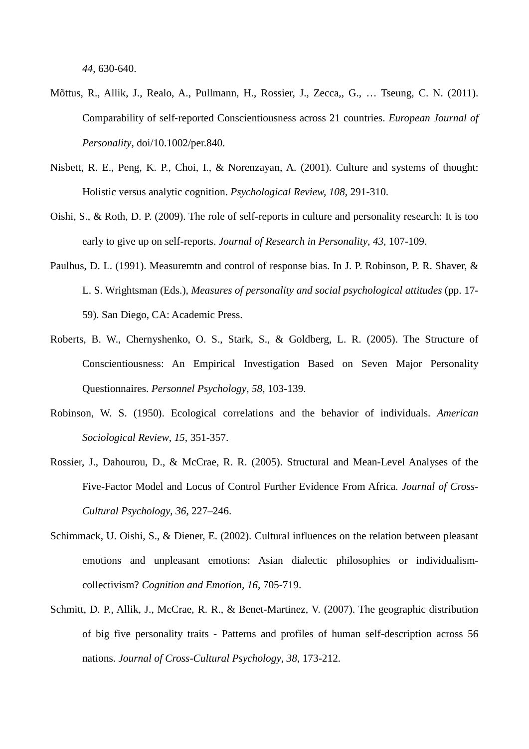*44*, 630-640.

Mõttus, R., Allik, J., Realo, A., Pullmann, H., Rossier, J., Zecca,, G., … Tseung, C. N. (2011). Comparability of self-reported Conscientiousness across 21 countries. *European Journal of Personality*, doi/10.1002/per.840.

Nisbett, R. E., Peng, K. P., Choi, I., & Norenzayan, A. (2001). Culture and systems of thought: Holistic versus analytic cognition. *Psychological Review, 108*, 291-310.

Oishi, S., & Roth, D. P. (2009). The role of self-reports in culture and personality research: It is too early to give up on self-reports. *Journal of Research in Personality*, *43*, 107-109.

Paulhus, D. L. (1991). Measuremtn and control of response bias. In J. P. Robinson, P. R. Shaver, & L. S. Wrightsman (Eds.), *Measures of personality and social psychological attitudes* (pp. 17-59). San Diego, CA: Academic Press.

Roberts, B. W., Chernyshenko, O. S., Stark, S., & Goldberg, L. R. (2005). The Structure of Conscientiousness: An Empirical Investigation Based on Seven Major Personality Questionnaires. *Personnel Psychology, 58*, 103-139.

Robinson, W. S. (1950). Ecological correlations and the behavior of individuals. *American Sociological Review*, *15*, 351-357.

Rossier, J., Dahourou, D., & McCrae, R. R. (2005). Structural and Mean-Level Analyses of the Five-Factor Model and Locus of Control Further Evidence From Africa. *Journal of Cross-Cultural Psychology*, *36*, 227–246.

Schimmack, U. Oishi, S., & Diener, E. (2002). Cultural influences on the relation between pleasant emotions and unpleasant emotions: Asian dialectic philosophies or individualism-collectivism? *Cognition and Emotion*, *16*, 705-719.

Schmitt, D. P., Allik, J., McCrae, R. R., & Benet-Martinez, V. (2007). The geographic distribution of big five personality traits - Patterns and profiles of human self-description across 56 nations. *Journal of Cross-Cultural Psychology*, *38*, 173-212.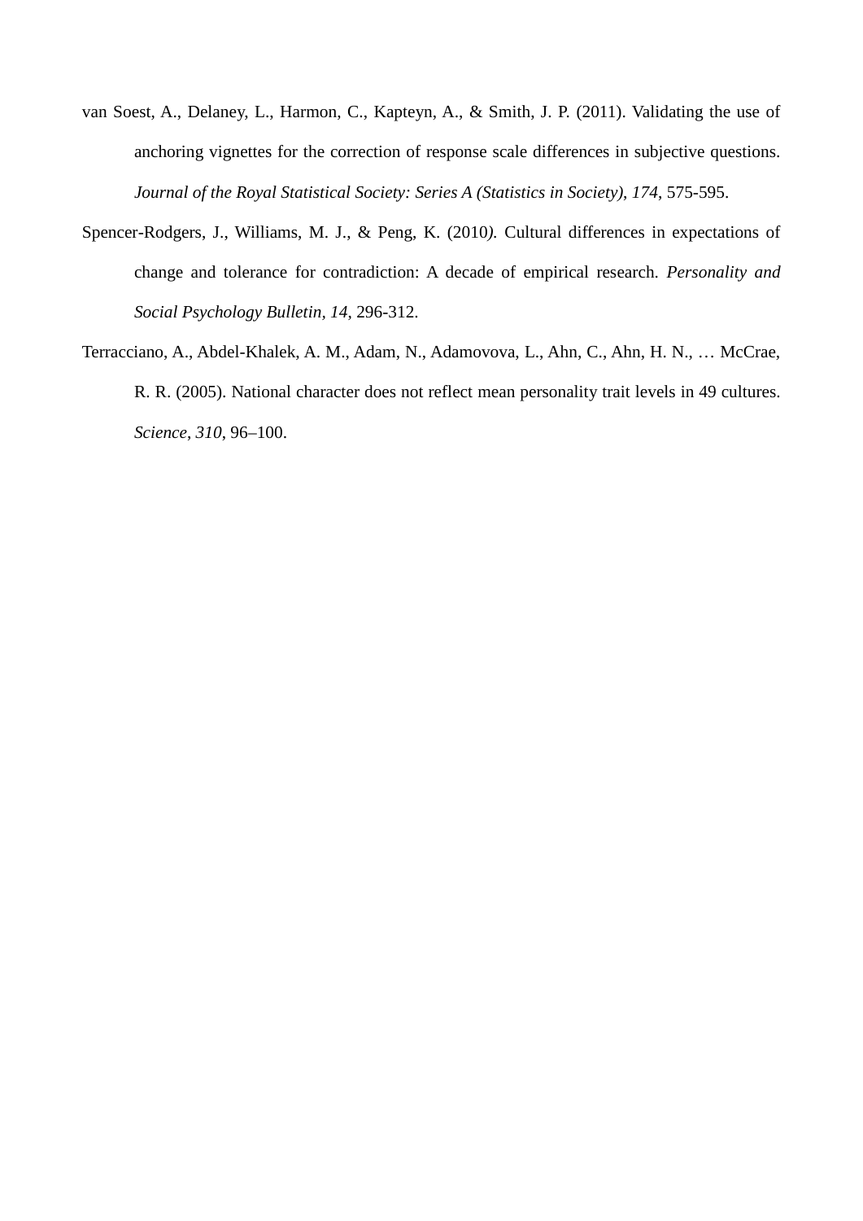van Soest, A., Delaney, L., Harmon, C., Kapteyn, A., & Smith, J. P. (2011). Validating the use of anchoring vignettes for the correction of response scale differences in subjective questions. *Journal of the Royal Statistical Society: Series A (Statistics in Society)*, *174*, 575-595.

Spencer-Rodgers, J., Williams, M. J., & Peng, K. (2010*).* Cultural differences in expectations of change and tolerance for contradiction: A decade of empirical research. *Personality and Social Psychology Bulletin*, *14*, 296-312.

Terracciano, A., Abdel-Khalek, A. M., Adam, N., Adamovova, L., Ahn, C., Ahn, H. N., … McCrae, R. R. (2005). National character does not reflect mean personality trait levels in 49 cultures. *Science*, *310*, 96–100.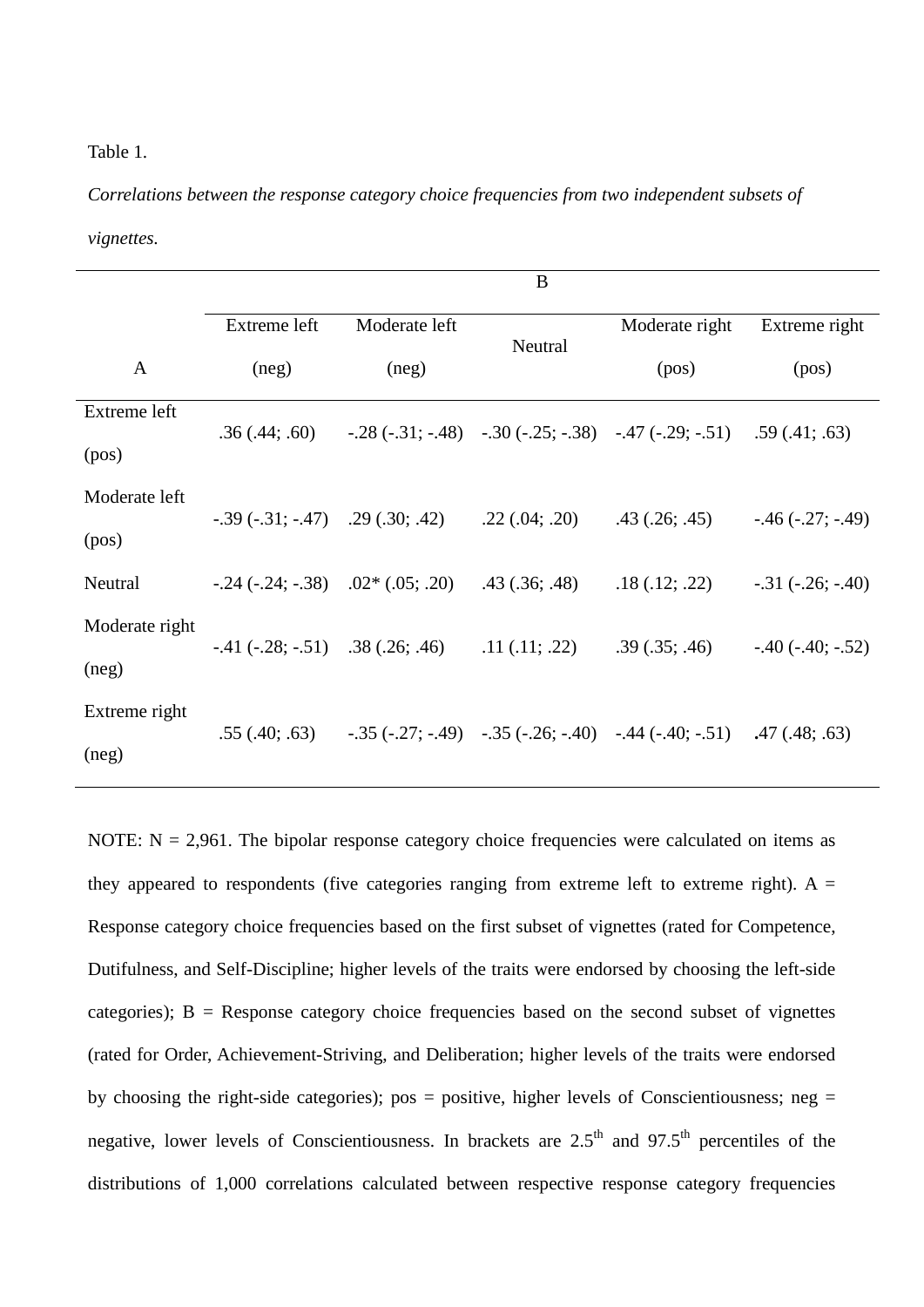Table 1.

*Correlations between the response category choice frequencies from two independent subsets of vignettes.*

| A | B | | | | |
|---|---|---|---|---|---|
| | Extreme left (neg) | Moderate left (neg) | Neutral | Moderate right (pos) | Extreme right (pos) |
| Extreme left (pos) | .36 (.44; .60) | -.28 (-.31; -.48) | -.30 (-.25; -.38) | -.47 (-.29; -.51) | .59 (.41; .63) |
| Moderate left (pos) | -.39 (-.31; -.47) | .29 (.30; .42) | .22 (.04; .20) | .43 (.26; .45) | -.46 (-.27; -.49) |
| Neutral | -.24 (-.24; -.38) | .02* (.05; .20) | .43 (.36; .48) | .18 (.12; .22) | -.31 (-.26; -.40) |
| Moderate right (neg) | -.41 (-.28; -.51) | .38 (.26; .46) | .11 (.11; .22) | .39 (.35; .46) | -.40 (-.40; -.52) |
| Extreme right (neg) | .55 (.40; .63) | -.35 (-.27; -.49) | -.35 (-.26; -.40) | -.44 (-.40; -.51) | .47 (.48; .63) |

NOTE: N = 2,961. The bipolar response category choice frequencies were calculated on items as they appeared to respondents (five categories ranging from extreme left to extreme right). A = Response category choice frequencies based on the first subset of vignettes (rated for Competence, Dutifulness, and Self-Discipline; higher levels of the traits were endorsed by choosing the left-side categories); B = Response category choice frequencies based on the second subset of vignettes (rated for Order, Achievement-Striving, and Deliberation; higher levels of the traits were endorsed by choosing the right-side categories); pos = positive, higher levels of Conscientiousness; neg = negative, lower levels of Conscientiousness. In brackets are $2.5^{th}$ and $97.5^{th}$ percentiles of the distributions of 1,000 correlations calculated between respective response category frequencies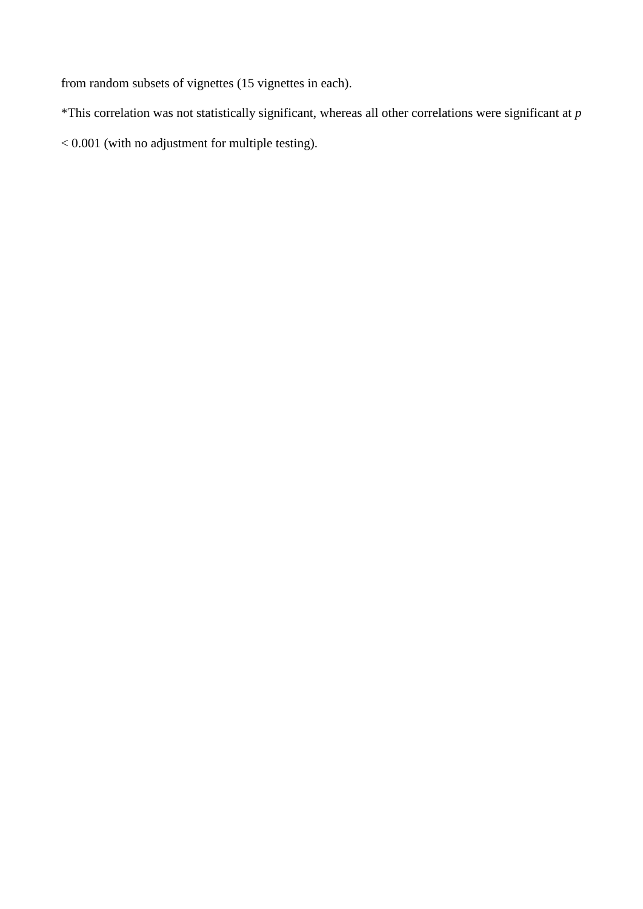from random subsets of vignettes (15 vignettes in each).

*This correlation was not statistically significant, whereas all other correlations were significant at $p < 0.001$ (with no adjustment for multiple testing).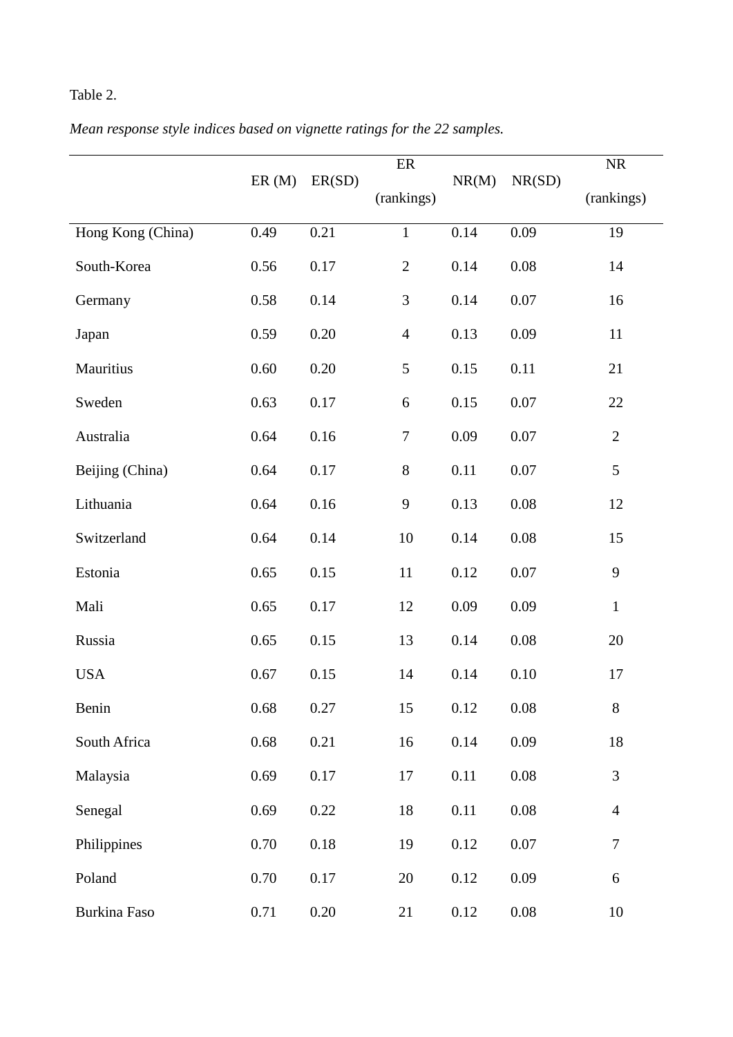Table 2.

*Mean response style indices based on vignette ratings for the 22 samples.*

| | ER (M) | ER(SD) | ER (rankings) | NR(M) | NR(SD) | NR (rankings) |
|---|---|---|---|---|---|---|
| Hong Kong (China) | 0.49 | 0.21 | 1 | 0.14 | 0.09 | 19 |
| South-Korea | 0.56 | 0.17 | 2 | 0.14 | 0.08 | 14 |
| Germany | 0.58 | 0.14 | 3 | 0.14 | 0.07 | 16 |
| Japan | 0.59 | 0.20 | 4 | 0.13 | 0.09 | 11 |
| Mauritius | 0.60 | 0.20 | 5 | 0.15 | 0.11 | 21 |
| Sweden | 0.63 | 0.17 | 6 | 0.15 | 0.07 | 22 |
| Australia | 0.64 | 0.16 | 7 | 0.09 | 0.07 | 2 |
| Beijing (China) | 0.64 | 0.17 | 8 | 0.11 | 0.07 | 5 |
| Lithuania | 0.64 | 0.16 | 9 | 0.13 | 0.08 | 12 |
| Switzerland | 0.64 | 0.14 | 10 | 0.14 | 0.08 | 15 |
| Estonia | 0.65 | 0.15 | 11 | 0.12 | 0.07 | 9 |
| Mali | 0.65 | 0.17 | 12 | 0.09 | 0.09 | 1 |
| Russia | 0.65 | 0.15 | 13 | 0.14 | 0.08 | 20 |
| USA | 0.67 | 0.15 | 14 | 0.14 | 0.10 | 17 |
| Benin | 0.68 | 0.27 | 15 | 0.12 | 0.08 | 8 |
| South Africa | 0.68 | 0.21 | 16 | 0.14 | 0.09 | 18 |
| Malaysia | 0.69 | 0.17 | 17 | 0.11 | 0.08 | 3 |
| Senegal | 0.69 | 0.22 | 18 | 0.11 | 0.08 | 4 |
| Philippines | 0.70 | 0.18 | 19 | 0.12 | 0.07 | 7 |
| Poland | 0.70 | 0.17 | 20 | 0.12 | 0.09 | 6 |
| Burkina Faso | 0.71 | 0.20 | 21 | 0.12 | 0.08 | 10 |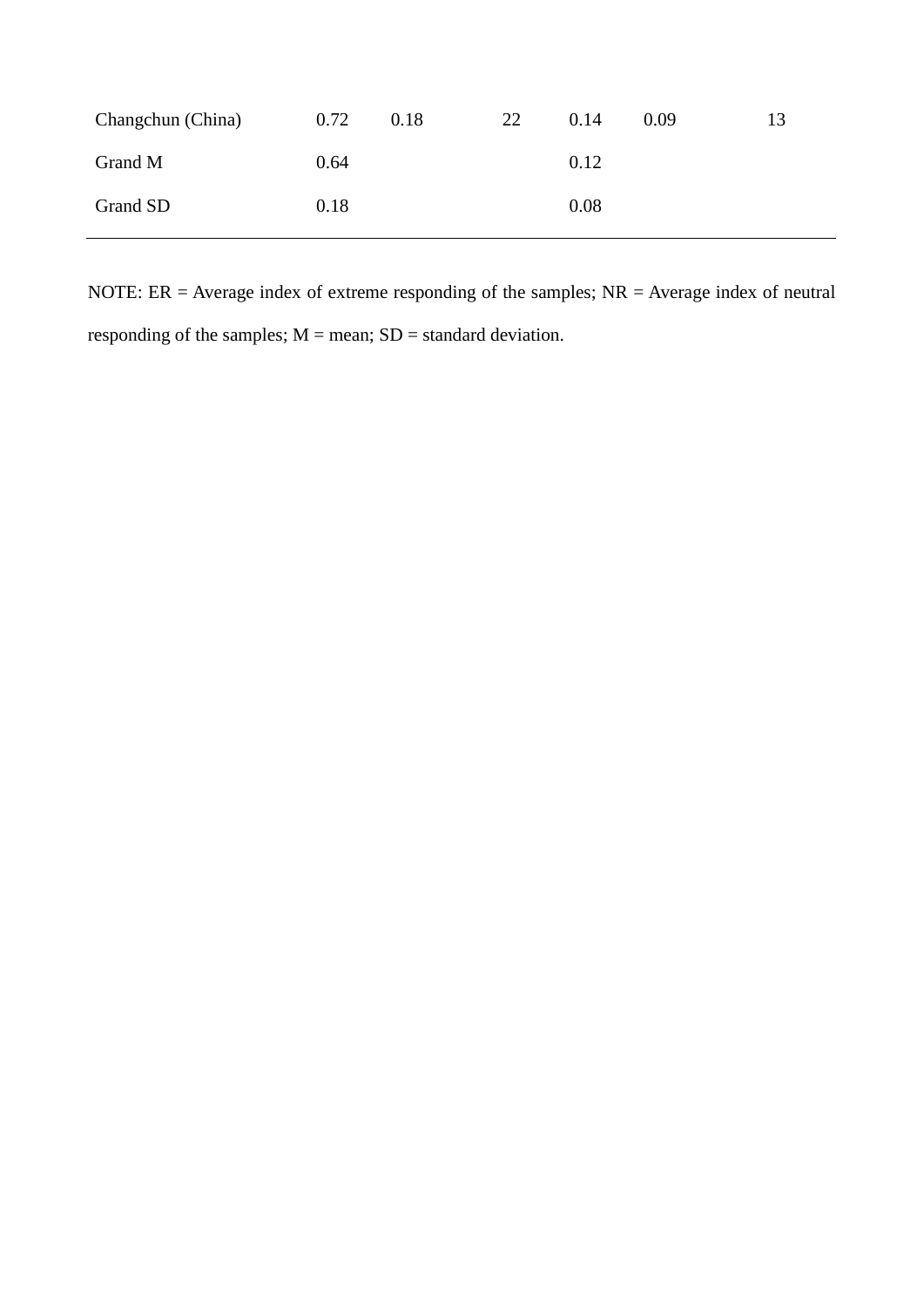| | | | | | | |
|---|---|---|---|---|---|---|
| Changchun (China) | 0.72 | 0.18 | 22 | 0.14 | 0.09 | 13 |
| Grand M | 0.64 | | | 0.12 | | |
| Grand SD | 0.18 | | | 0.08 | | |

NOTE: ER = Average index of extreme responding of the samples; NR = Average index of neutral responding of the samples; M = mean; SD = standard deviation.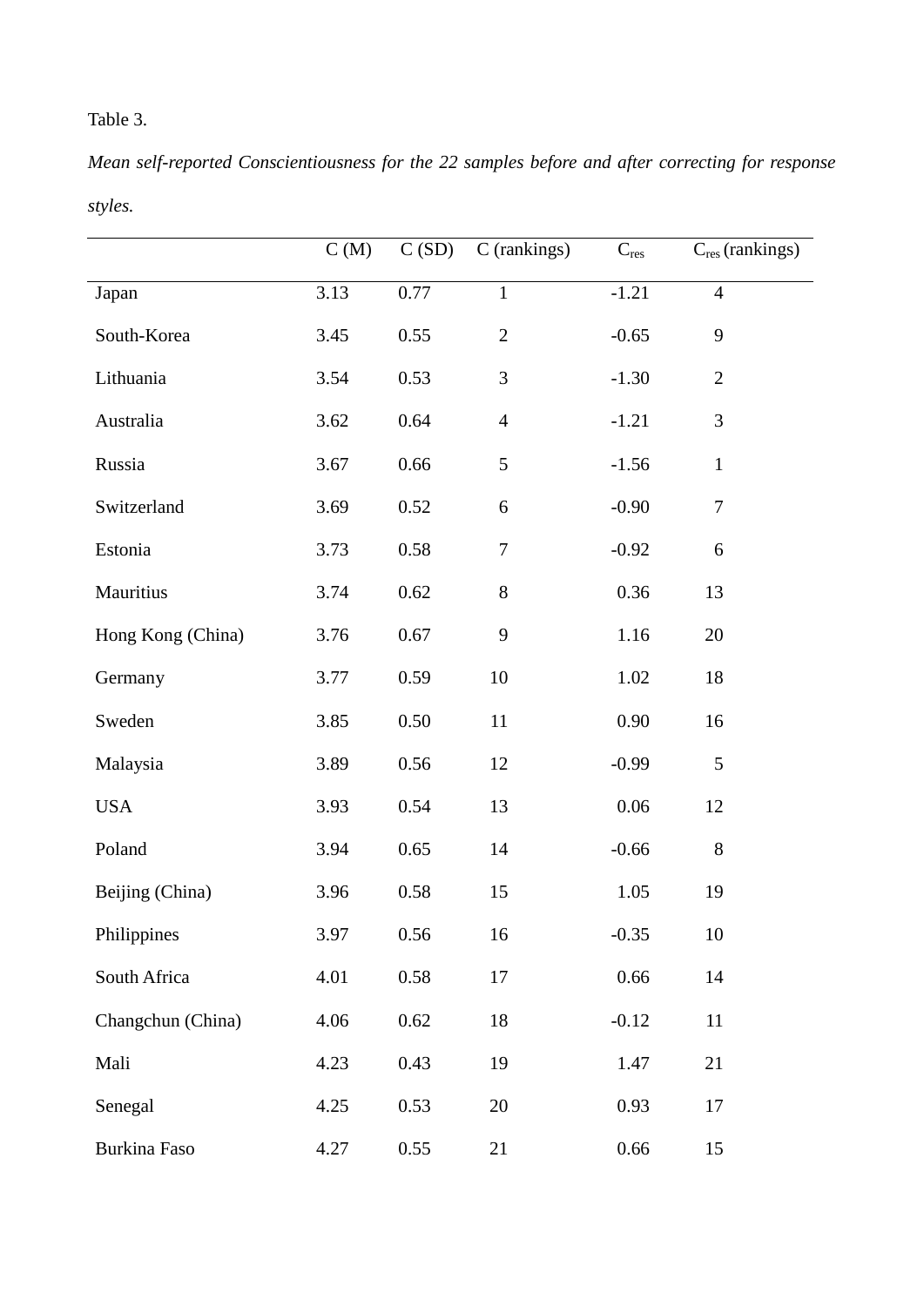Table 3.

*Mean self-reported Conscientiousness for the 22 samples before and after correcting for response styles.*

| | C (M) | C (SD) | C (rankings) | $C_{res}$ | $C_{res}$ (rankings) |
|---|---|---|---|---|---|
| Japan | 3.13 | 0.77 | 1 | -1.21 | 4 |
| South-Korea | 3.45 | 0.55 | 2 | -0.65 | 9 |
| Lithuania | 3.54 | 0.53 | 3 | -1.30 | 2 |
| Australia | 3.62 | 0.64 | 4 | -1.21 | 3 |
| Russia | 3.67 | 0.66 | 5 | -1.56 | 1 |
| Switzerland | 3.69 | 0.52 | 6 | -0.90 | 7 |
| Estonia | 3.73 | 0.58 | 7 | -0.92 | 6 |
| Mauritius | 3.74 | 0.62 | 8 | 0.36 | 13 |
| Hong Kong (China) | 3.76 | 0.67 | 9 | 1.16 | 20 |
| Germany | 3.77 | 0.59 | 10 | 1.02 | 18 |
| Sweden | 3.85 | 0.50 | 11 | 0.90 | 16 |
| Malaysia | 3.89 | 0.56 | 12 | -0.99 | 5 |
| USA | 3.93 | 0.54 | 13 | 0.06 | 12 |
| Poland | 3.94 | 0.65 | 14 | -0.66 | 8 |
| Beijing (China) | 3.96 | 0.58 | 15 | 1.05 | 19 |
| Philippines | 3.97 | 0.56 | 16 | -0.35 | 10 |
| South Africa | 4.01 | 0.58 | 17 | 0.66 | 14 |
| Changchun (China) | 4.06 | 0.62 | 18 | -0.12 | 11 |
| Mali | 4.23 | 0.43 | 19 | 1.47 | 21 |
| Senegal | 4.25 | 0.53 | 20 | 0.93 | 17 |
| Burkina Faso | 4.27 | 0.55 | 21 | 0.66 | 15 |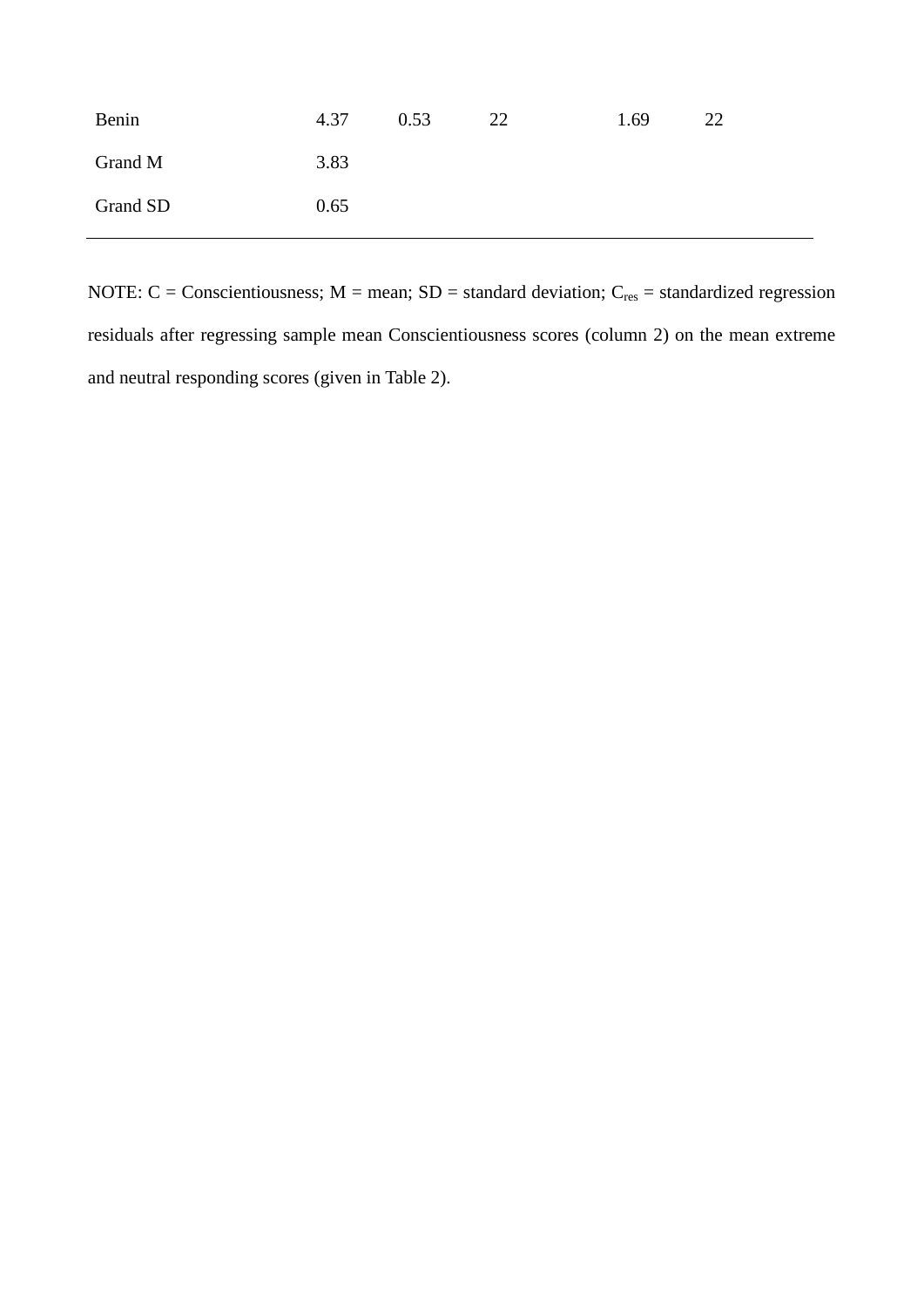| | | | | | |
|---|---|---|---|---|---|
| Benin | 4.37 | 0.53 | 22 | 1.69 | 22 |
| Grand M | 3.83 | | | | |
| Grand SD | 0.65 | | | | |

NOTE: C = Conscientiousness; M = mean; SD = standard deviation; $C_{res}$ = standardized regression residuals after regressing sample mean Conscientiousness scores (column 2) on the mean extreme and neutral responding scores (given in Table 2).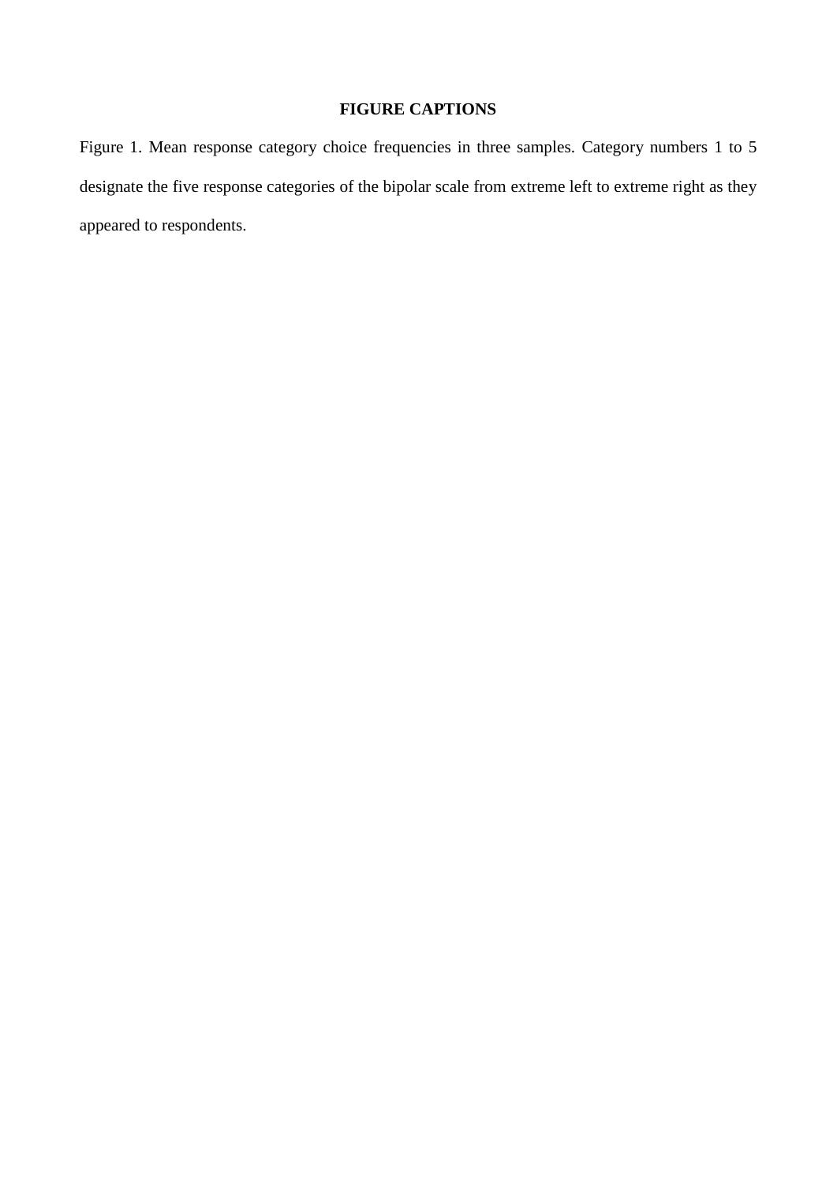# FIGURE CAPTIONS

Figure 1. Mean response category choice frequencies in three samples. Category numbers 1 to 5 designate the five response categories of the bipolar scale from extreme left to extreme right as they appeared to respondents.